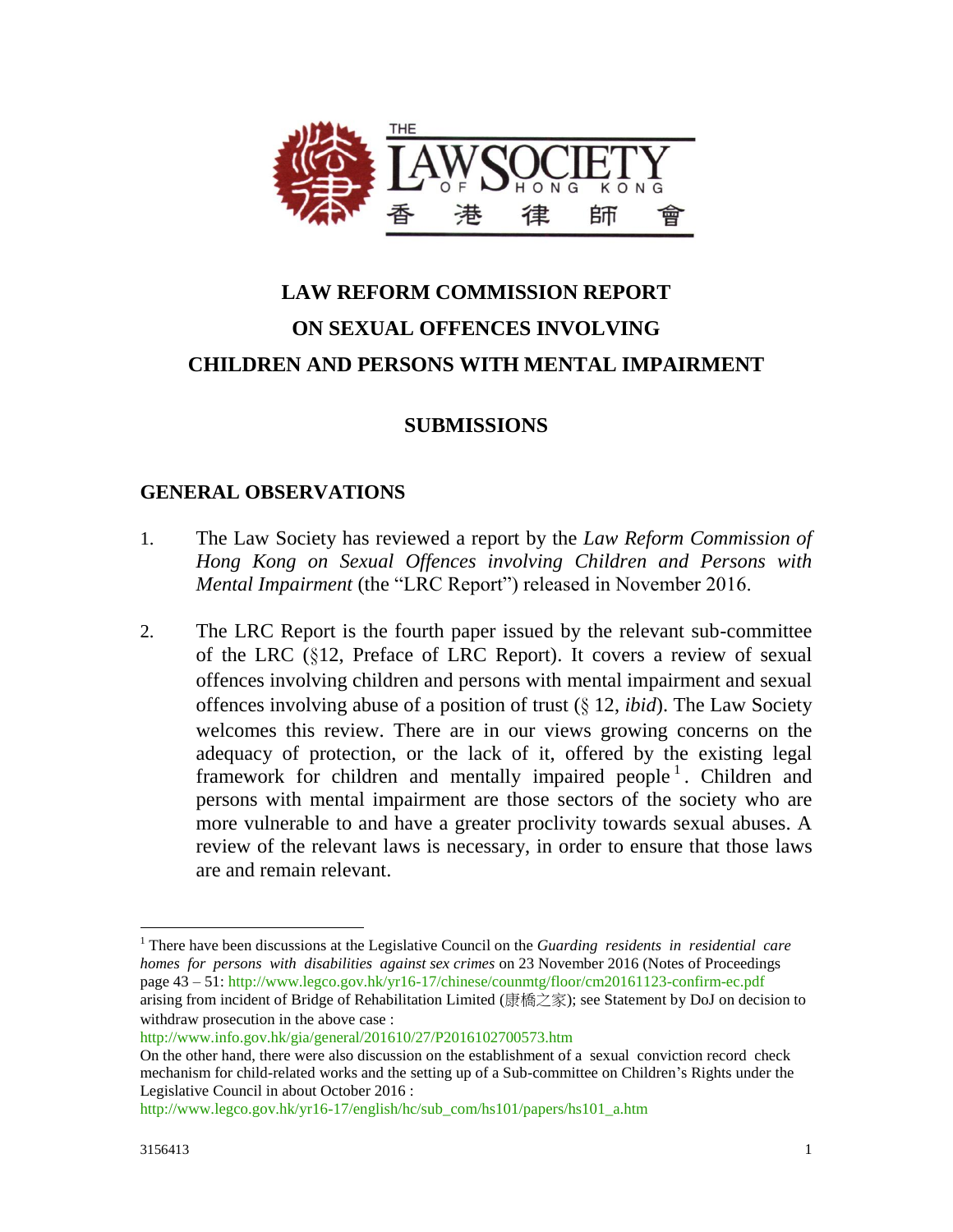# LAW REFORM COMMISSION REPORT ON SEXUAL OFFENCES INVOLVING CHILDREN AND PERSONS WITH MENTAL IMPAIRMENT

## SUBMISSIONS

## GENERAL OBSERVATIONS

1. The Law Society has reviewed a report by the *Law Reform Commission of Hong Kong on Sexual Offences involving Children and Persons with Mental Impairment* (the "LRC Report") released in November 2016.

2. The LRC Report is the fourth paper issued by the relevant sub-committee of the LRC (§12, Preface of LRC Report). It covers a review of sexual offences involving children and persons with mental impairment and sexual offences involving abuse of a position of trust (§ 12, *ibid*). The Law Society welcomes this review. There are in our views growing concerns on the adequacy of protection, or the lack of it, offered by the existing legal framework for children and mentally impaired people[1]. Children and persons with mental impairment are those sectors of the society who are more vulnerable to and have a greater proclivity towards sexual abuses. A review of the relevant laws is necessary, in order to ensure that those laws are and remain relevant.

---

[1] There have been discussions at the Legislative Council on the *Guarding residents in residential care homes for persons with disabilities against sex crimes* on 23 November 2016 (Notes of Proceedings page 43 – 51: http://www.legco.gov.hk/yr16-17/chinese/counmtg/floor/cm20161123-confirm-ec.pdf arising from incident of Bridge of Rehabilitation Limited (康橋之家); see Statement by DoJ on decision to withdraw prosecution in the above case :
http://www.info.gov.hk/gia/general/201610/27/P2016102700573.htm
On the other hand, there were also discussion on the establishment of a sexual conviction record check mechanism for child-related works and the setting up of a Sub-committee on Children's Rights under the Legislative Council in about October 2016 :
http://www.legco.gov.hk/yr16-17/english/hc/sub_com/hs101/papers/hs101_a.htm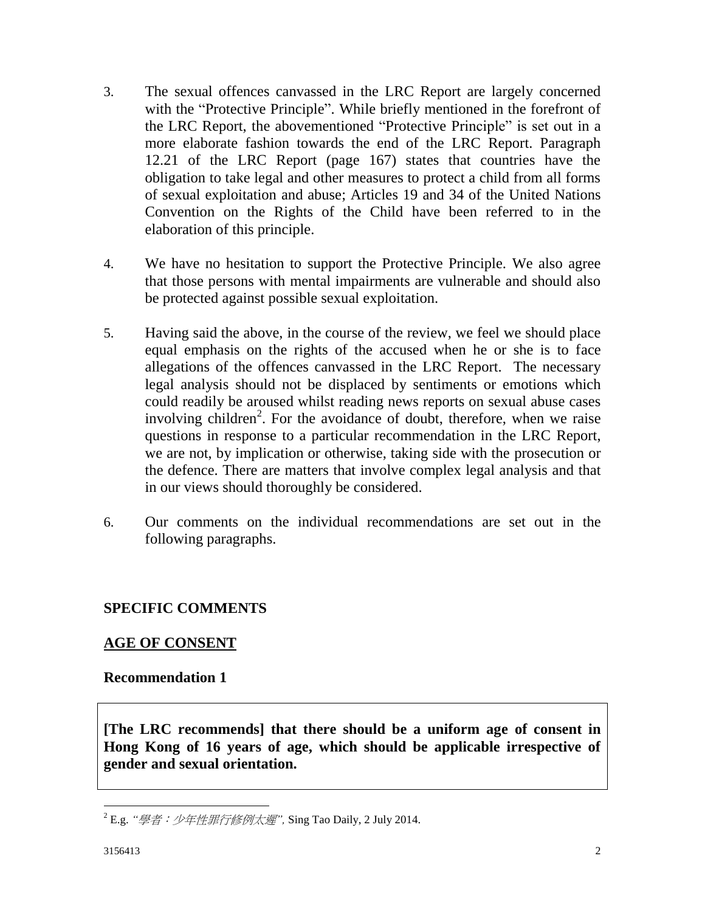3. The sexual offences canvassed in the LRC Report are largely concerned with the "Protective Principle". While briefly mentioned in the forefront of the LRC Report, the abovementioned "Protective Principle" is set out in a more elaborate fashion towards the end of the LRC Report. Paragraph 12.21 of the LRC Report (page 167) states that countries have the obligation to take legal and other measures to protect a child from all forms of sexual exploitation and abuse; Articles 19 and 34 of the United Nations Convention on the Rights of the Child have been referred to in the elaboration of this principle.

4. We have no hesitation to support the Protective Principle. We also agree that those persons with mental impairments are vulnerable and should also be protected against possible sexual exploitation.

5. Having said the above, in the course of the review, we feel we should place equal emphasis on the rights of the accused when he or she is to face allegations of the offences canvassed in the LRC Report. The necessary legal analysis should not be displaced by sentiments or emotions which could readily be aroused whilst reading news reports on sexual abuse cases involving children[2]. For the avoidance of doubt, therefore, when we raise questions in response to a particular recommendation in the LRC Report, we are not, by implication or otherwise, taking side with the prosecution or the defence. There are matters that involve complex legal analysis and that in our views should thoroughly be considered.

6. Our comments on the individual recommendations are set out in the following paragraphs.

## SPECIFIC COMMENTS

## AGE OF CONSENT

### Recommendation 1

**[The LRC recommends] that there should be a uniform age of consent in Hong Kong of 16 years of age, which should be applicable irrespective of gender and sexual orientation.**

---

[2] E.g. *"學者：少年性罪行修例太遲",* Sing Tao Daily, 2 July 2014.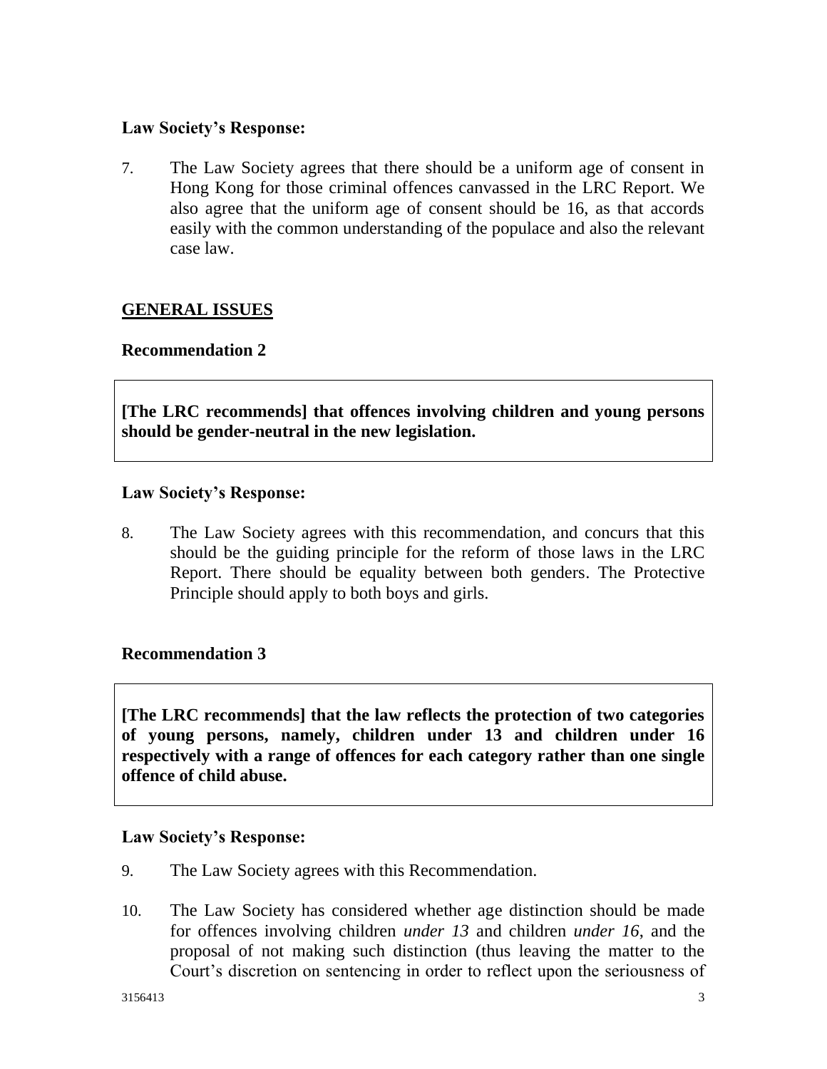**Law Society's Response:**

7. The Law Society agrees that there should be a uniform age of consent in Hong Kong for those criminal offences canvassed in the LRC Report. We also agree that the uniform age of consent should be 16, as that accords easily with the common understanding of the populace and also the relevant case law.

## GENERAL ISSUES

### Recommendation 2

> **[The LRC recommends] that offences involving children and young persons should be gender-neutral in the new legislation.**

**Law Society's Response:**

8. The Law Society agrees with this recommendation, and concurs that this should be the guiding principle for the reform of those laws in the LRC Report. There should be equality between both genders. The Protective Principle should apply to both boys and girls.

### Recommendation 3

> **[The LRC recommends] that the law reflects the protection of two categories of young persons, namely, children under 13 and children under 16 respectively with a range of offences for each category rather than one single offence of child abuse.**

**Law Society's Response:**

9. The Law Society agrees with this Recommendation.

10. The Law Society has considered whether age distinction should be made for offences involving children *under 13* and children *under 16*, and the proposal of not making such distinction (thus leaving the matter to the Court's discretion on sentencing in order to reflect upon the seriousness of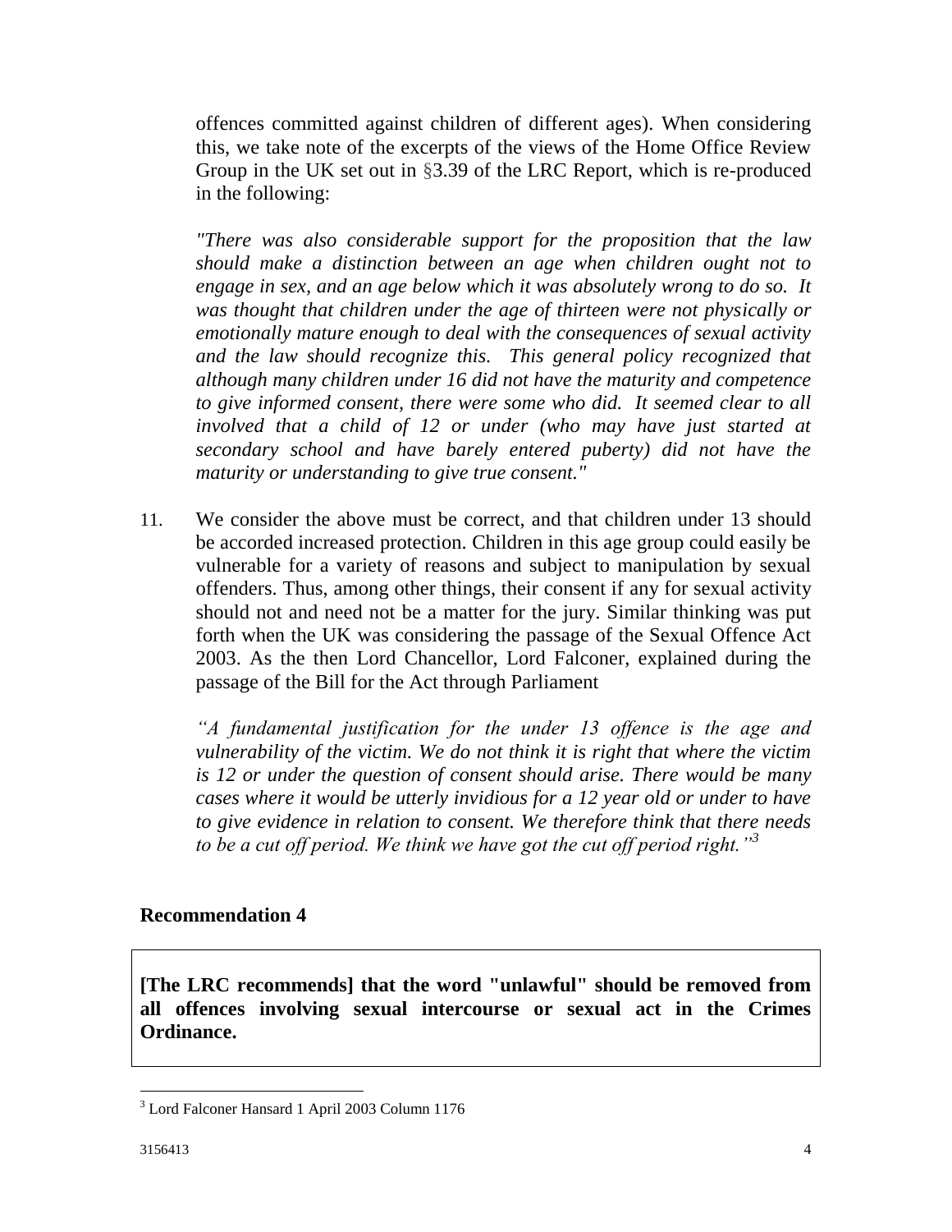offences committed against children of different ages). When considering this, we take note of the excerpts of the views of the Home Office Review Group in the UK set out in §3.39 of the LRC Report, which is re-produced in the following:

> *"There was also considerable support for the proposition that the law should make a distinction between an age when children ought not to engage in sex, and an age below which it was absolutely wrong to do so. It was thought that children under the age of thirteen were not physically or emotionally mature enough to deal with the consequences of sexual activity and the law should recognize this. This general policy recognized that although many children under 16 did not have the maturity and competence to give informed consent, there were some who did. It seemed clear to all involved that a child of 12 or under (who may have just started at secondary school and have barely entered puberty) did not have the maturity or understanding to give true consent."*

11. We consider the above must be correct, and that children under 13 should be accorded increased protection. Children in this age group could easily be vulnerable for a variety of reasons and subject to manipulation by sexual offenders. Thus, among other things, their consent if any for sexual activity should not and need not be a matter for the jury. Similar thinking was put forth when the UK was considering the passage of the Sexual Offence Act 2003. As the then Lord Chancellor, Lord Falconer, explained during the passage of the Bill for the Act through Parliament

> *"A fundamental justification for the under 13 offence is the age and vulnerability of the victim. We do not think it is right that where the victim is 12 or under the question of consent should arise. There would be many cases where it would be utterly invidious for a 12 year old or under to have to give evidence in relation to consent. We therefore think that there needs to be a cut off period. We think we have got the cut off period right."*[3]

## Recommendation 4

**[The LRC recommends] that the word "unlawful" should be removed from all offences involving sexual intercourse or sexual act in the Crimes Ordinance.**

---

[3] Lord Falconer Hansard 1 April 2003 Column 1176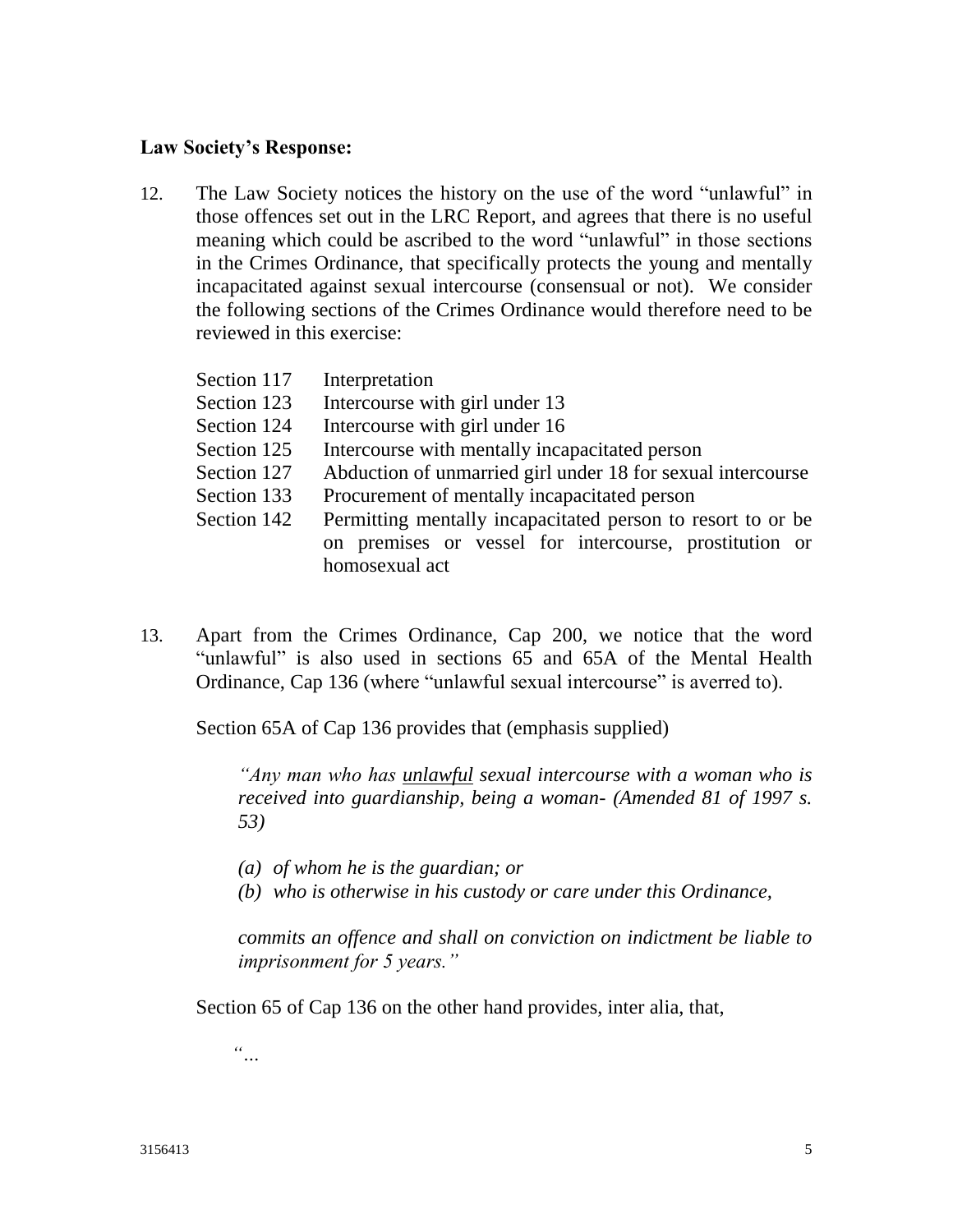**Law Society's Response:**

12. The Law Society notices the history on the use of the word "unlawful" in those offences set out in the LRC Report, and agrees that there is no useful meaning which could be ascribed to the word "unlawful" in those sections in the Crimes Ordinance, that specifically protects the young and mentally incapacitated against sexual intercourse (consensual or not). We consider the following sections of the Crimes Ordinance would therefore need to be reviewed in this exercise:

| | |
|---|---|
| Section 117 | Interpretation |
| Section 123 | Intercourse with girl under 13 |
| Section 124 | Intercourse with girl under 16 |
| Section 125 | Intercourse with mentally incapacitated person |
| Section 127 | Abduction of unmarried girl under 18 for sexual intercourse |
| Section 133 | Procurement of mentally incapacitated person |
| Section 142 | Permitting mentally incapacitated person to resort to or be on premises or vessel for intercourse, prostitution or homosexual act |

13. Apart from the Crimes Ordinance, Cap 200, we notice that the word "unlawful" is also used in sections 65 and 65A of the Mental Health Ordinance, Cap 136 (where "unlawful sexual intercourse" is averred to).

    Section 65A of Cap 136 provides that (emphasis supplied)

    > *"Any man who has <u>unlawful</u> sexual intercourse with a woman who is received into guardianship, being a woman- (Amended 81 of 1997 s. 53)*
    >
    > *(a) of whom he is the guardian; or*
    > *(b) who is otherwise in his custody or care under this Ordinance,*
    >
    > *commits an offence and shall on conviction on indictment be liable to imprisonment for 5 years."*

    Section 65 of Cap 136 on the other hand provides, inter alia, that,

    > *"...*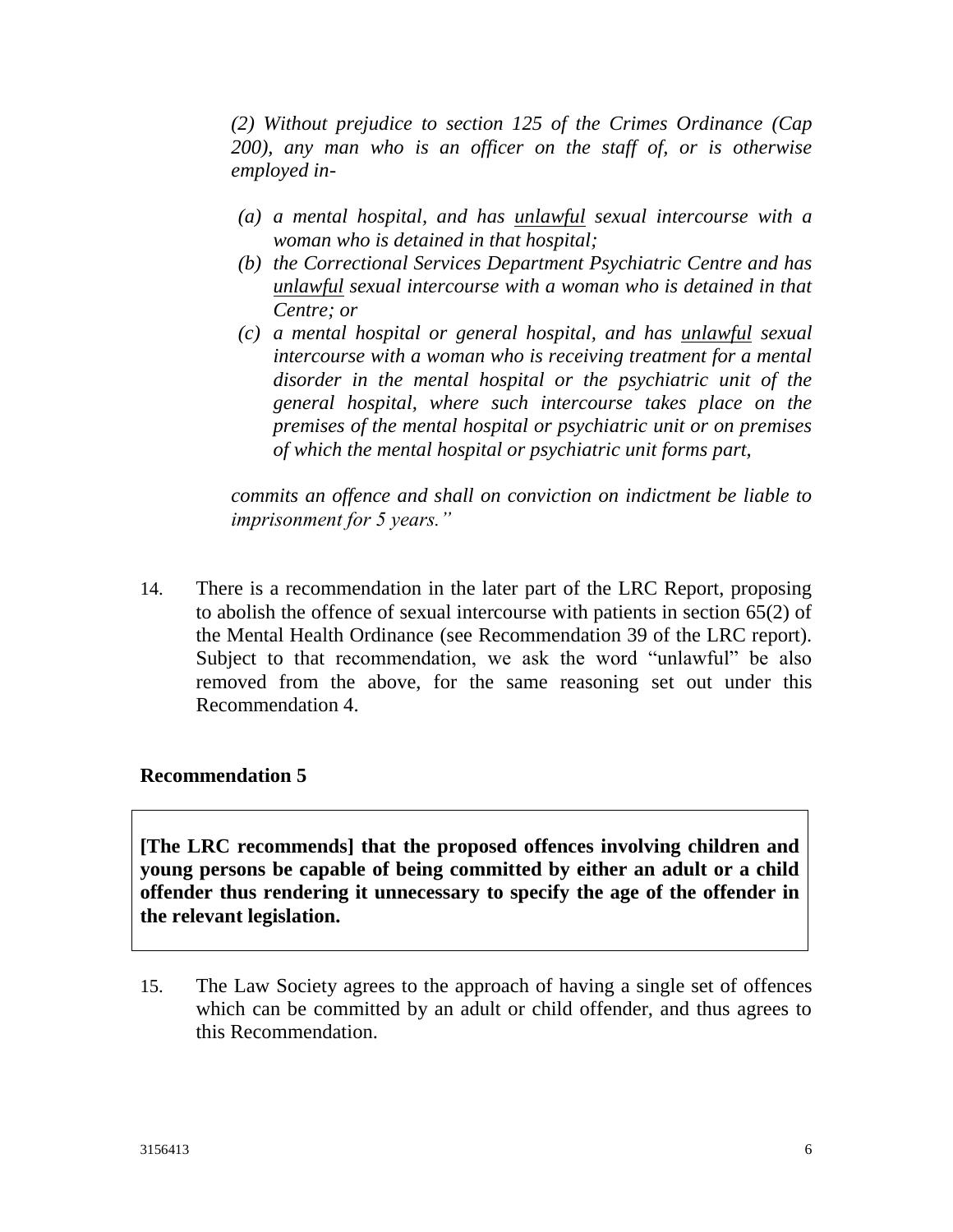*(2) Without prejudice to section 125 of the Crimes Ordinance (Cap 200), any man who is an officer on the staff of, or is otherwise employed in-*

*(a) a mental hospital, and has unlawful sexual intercourse with a woman who is detained in that hospital;*
*(b) the Correctional Services Department Psychiatric Centre and has unlawful sexual intercourse with a woman who is detained in that Centre; or*
*(c) a mental hospital or general hospital, and has unlawful sexual intercourse with a woman who is receiving treatment for a mental disorder in the mental hospital or the psychiatric unit of the general hospital, where such intercourse takes place on the premises of the mental hospital or psychiatric unit or on premises of which the mental hospital or psychiatric unit forms part,*

*commits an offence and shall on conviction on indictment be liable to imprisonment for 5 years."*

14. There is a recommendation in the later part of the LRC Report, proposing to abolish the offence of sexual intercourse with patients in section 65(2) of the Mental Health Ordinance (see Recommendation 39 of the LRC report). Subject to that recommendation, we ask the word "unlawful" be also removed from the above, for the same reasoning set out under this Recommendation 4.

### Recommendation 5

**[The LRC recommends] that the proposed offences involving children and young persons be capable of being committed by either an adult or a child offender thus rendering it unnecessary to specify the age of the offender in the relevant legislation.**

15. The Law Society agrees to the approach of having a single set of offences which can be committed by an adult or child offender, and thus agrees to this Recommendation.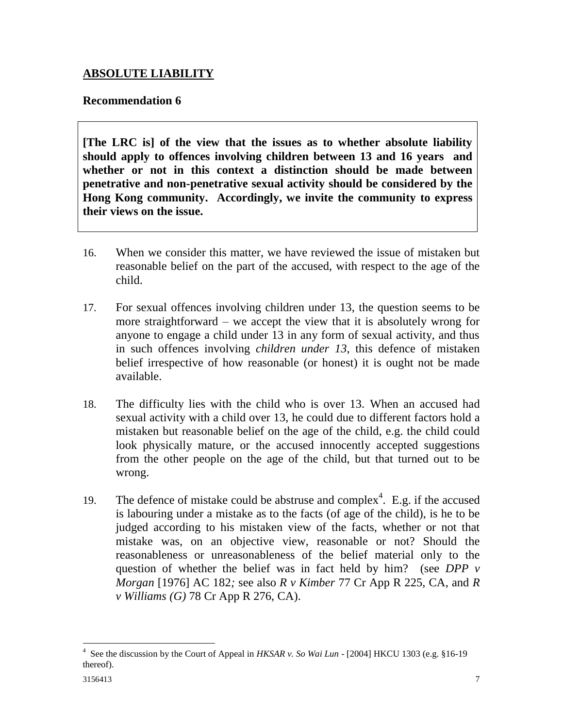## **ABSOLUTE LIABILITY**

### **Recommendation 6**

> **[The LRC is] of the view that the issues as to whether absolute liability should apply to offences involving children between 13 and 16 years and whether or not in this context a distinction should be made between penetrative and non-penetrative sexual activity should be considered by the Hong Kong community. Accordingly, we invite the community to express their views on the issue.**

16. When we consider this matter, we have reviewed the issue of mistaken but reasonable belief on the part of the accused, with respect to the age of the child.

17. For sexual offences involving children under 13, the question seems to be more straightforward – we accept the view that it is absolutely wrong for anyone to engage a child under 13 in any form of sexual activity, and thus in such offences involving *children under 13*, this defence of mistaken belief irrespective of how reasonable (or honest) it is ought not be made available.

18. The difficulty lies with the child who is over 13. When an accused had sexual activity with a child over 13, he could due to different factors hold a mistaken but reasonable belief on the age of the child, e.g. the child could look physically mature, or the accused innocently accepted suggestions from the other people on the age of the child, but that turned out to be wrong.

19. The defence of mistake could be abstruse and complex[4]. E.g. if the accused is labouring under a mistake as to the facts (of age of the child), is he to be judged according to his mistaken view of the facts, whether or not that mistake was, on an objective view, reasonable or not? Should the reasonableness or unreasonableness of the belief material only to the question of whether the belief was in fact held by him? (see *DPP v Morgan* [1976] AC 182*;* see also *R v Kimber* 77 Cr App R 225, CA, and *R v Williams (G)* 78 Cr App R 276, CA).

---

[4] See the discussion by the Court of Appeal in *HKSAR v. So Wai Lun* - [2004] HKCU 1303 (e.g. §16-19 thereof).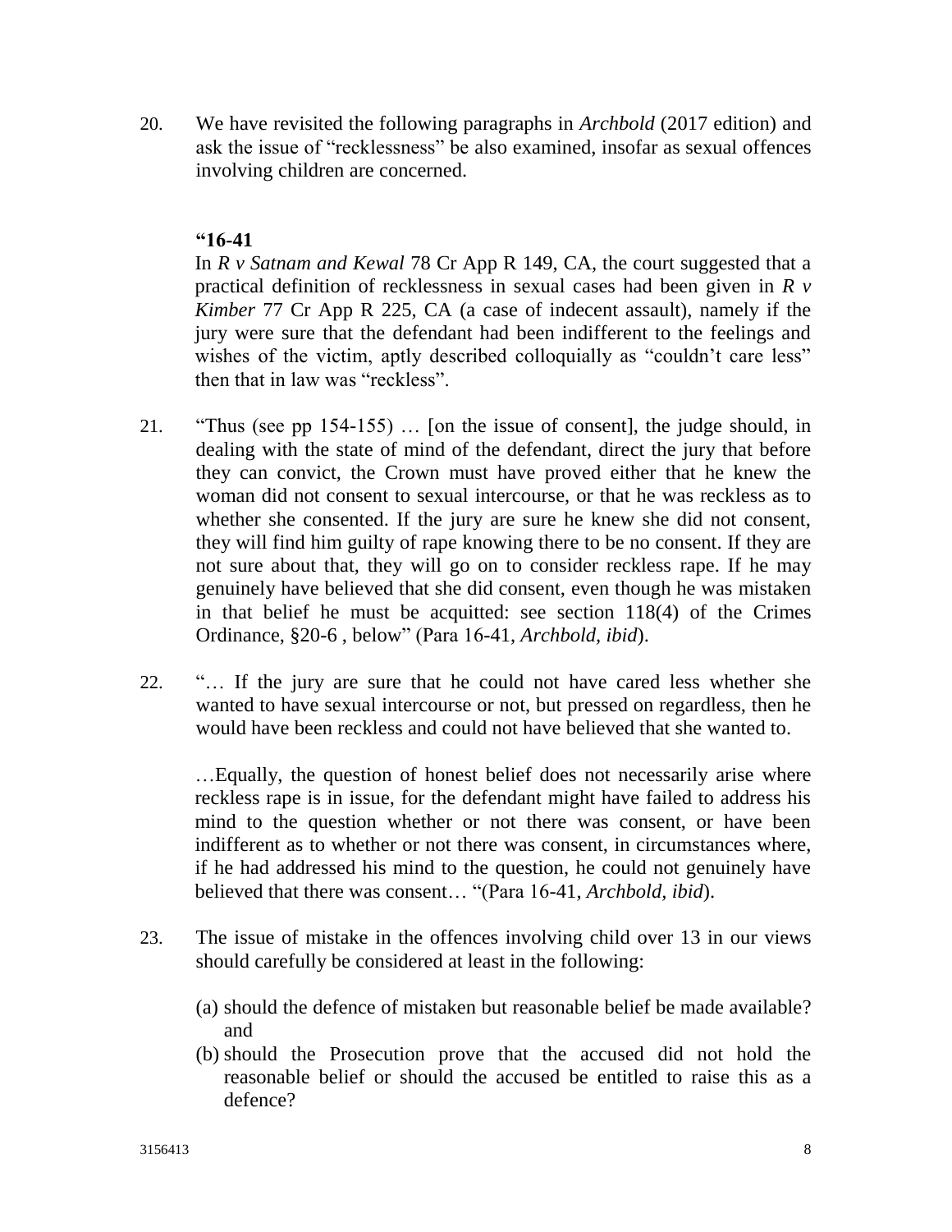20. We have revisited the following paragraphs in *Archbold* (2017 edition) and ask the issue of "recklessness" be also examined, insofar as sexual offences involving children are concerned.

> **"16-41**
>
> In *R v Satnam and Kewal* 78 Cr App R 149, CA, the court suggested that a practical definition of recklessness in sexual cases had been given in *R v Kimber* 77 Cr App R 225, CA (a case of indecent assault), namely if the jury were sure that the defendant had been indifferent to the feelings and wishes of the victim, aptly described colloquially as "couldn't care less" then that in law was "reckless".

21. "Thus (see pp 154-155) … [on the issue of consent], the judge should, in dealing with the state of mind of the defendant, direct the jury that before they can convict, the Crown must have proved either that he knew the woman did not consent to sexual intercourse, or that he was reckless as to whether she consented. If the jury are sure he knew she did not consent, they will find him guilty of rape knowing there to be no consent. If they are not sure about that, they will go on to consider reckless rape. If he may genuinely have believed that she did consent, even though he was mistaken in that belief he must be acquitted: see section 118(4) of the Crimes Ordinance, §20-6 , below" (Para 16-41, *Archbold, ibid*).

22. "… If the jury are sure that he could not have cared less whether she wanted to have sexual intercourse or not, but pressed on regardless, then he would have been reckless and could not have believed that she wanted to.

    …Equally, the question of honest belief does not necessarily arise where reckless rape is in issue, for the defendant might have failed to address his mind to the question whether or not there was consent, or have been indifferent as to whether or not there was consent, in circumstances where, if he had addressed his mind to the question, he could not genuinely have believed that there was consent… "(Para 16-41, *Archbold, ibid*).

23. The issue of mistake in the offences involving child over 13 in our views should carefully be considered at least in the following:

    (a) should the defence of mistaken but reasonable belief be made available? and

    (b) should the Prosecution prove that the accused did not hold the reasonable belief or should the accused be entitled to raise this as a defence?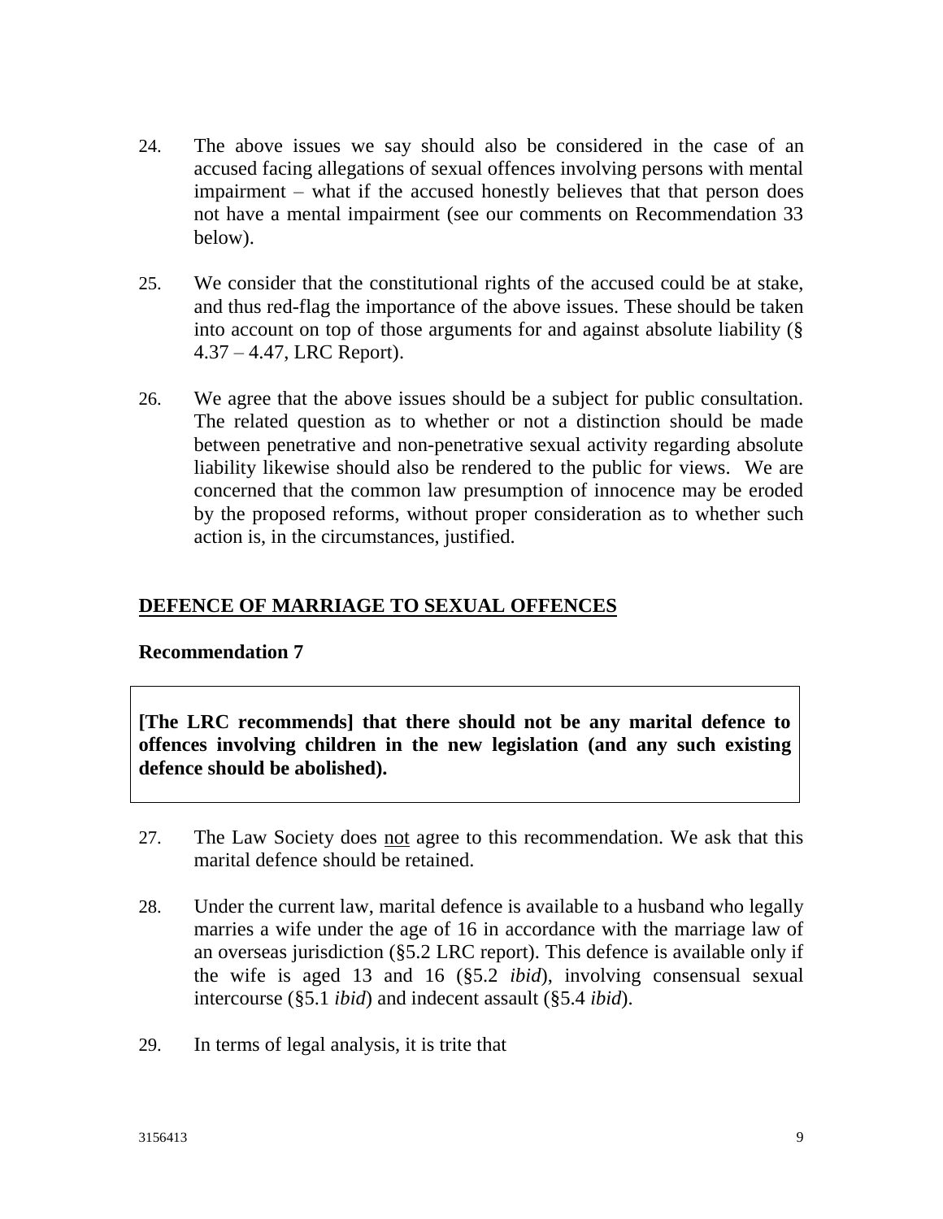24. The above issues we say should also be considered in the case of an accused facing allegations of sexual offences involving persons with mental impairment – what if the accused honestly believes that that person does not have a mental impairment (see our comments on Recommendation 33 below).

25. We consider that the constitutional rights of the accused could be at stake, and thus red-flag the importance of the above issues. These should be taken into account on top of those arguments for and against absolute liability (§ 4.37 – 4.47, LRC Report).

26. We agree that the above issues should be a subject for public consultation. The related question as to whether or not a distinction should be made between penetrative and non-penetrative sexual activity regarding absolute liability likewise should also be rendered to the public for views. We are concerned that the common law presumption of innocence may be eroded by the proposed reforms, without proper consideration as to whether such action is, in the circumstances, justified.

## DEFENCE OF MARRIAGE TO SEXUAL OFFENCES

### Recommendation 7

> **[The LRC recommends] that there should not be any marital defence to offences involving children in the new legislation (and any such existing defence should be abolished).**

27. The Law Society does <u>not</u> agree to this recommendation. We ask that this marital defence should be retained.

28. Under the current law, marital defence is available to a husband who legally marries a wife under the age of 16 in accordance with the marriage law of an overseas jurisdiction (§5.2 LRC report). This defence is available only if the wife is aged 13 and 16 (§5.2 *ibid*), involving consensual sexual intercourse (§5.1 *ibid*) and indecent assault (§5.4 *ibid*).

29. In terms of legal analysis, it is trite that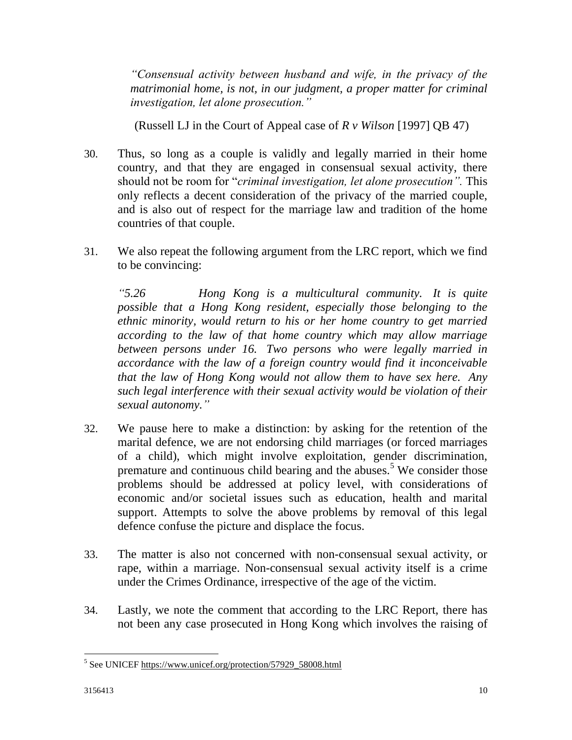*"Consensual activity between husband and wife, in the privacy of the matrimonial home, is not, in our judgment, a proper matter for criminal investigation, let alone prosecution."*

(Russell LJ in the Court of Appeal case of *R v Wilson* [1997] QB 47)

30. Thus, so long as a couple is validly and legally married in their home country, and that they are engaged in consensual sexual activity, there should not be room for "*criminal investigation, let alone prosecution".* This only reflects a decent consideration of the privacy of the married couple, and is also out of respect for the marriage law and tradition of the home countries of that couple.

31. We also repeat the following argument from the LRC report, which we find to be convincing:

    *"5.26 Hong Kong is a multicultural community. It is quite possible that a Hong Kong resident, especially those belonging to the ethnic minority, would return to his or her home country to get married according to the law of that home country which may allow marriage between persons under 16. Two persons who were legally married in accordance with the law of a foreign country would find it inconceivable that the law of Hong Kong would not allow them to have sex here. Any such legal interference with their sexual activity would be violation of their sexual autonomy."*

32. We pause here to make a distinction: by asking for the retention of the marital defence, we are not endorsing child marriages (or forced marriages of a child), which might involve exploitation, gender discrimination, premature and continuous child bearing and the abuses.[5] We consider those problems should be addressed at policy level, with considerations of economic and/or societal issues such as education, health and marital support. Attempts to solve the above problems by removal of this legal defence confuse the picture and displace the focus.

33. The matter is also not concerned with non-consensual sexual activity, or rape, within a marriage. Non-consensual sexual activity itself is a crime under the Crimes Ordinance, irrespective of the age of the victim.

34. Lastly, we note the comment that according to the LRC Report, there has not been any case prosecuted in Hong Kong which involves the raising of

---

[5] See UNICEF https://www.unicef.org/protection/57929_58008.html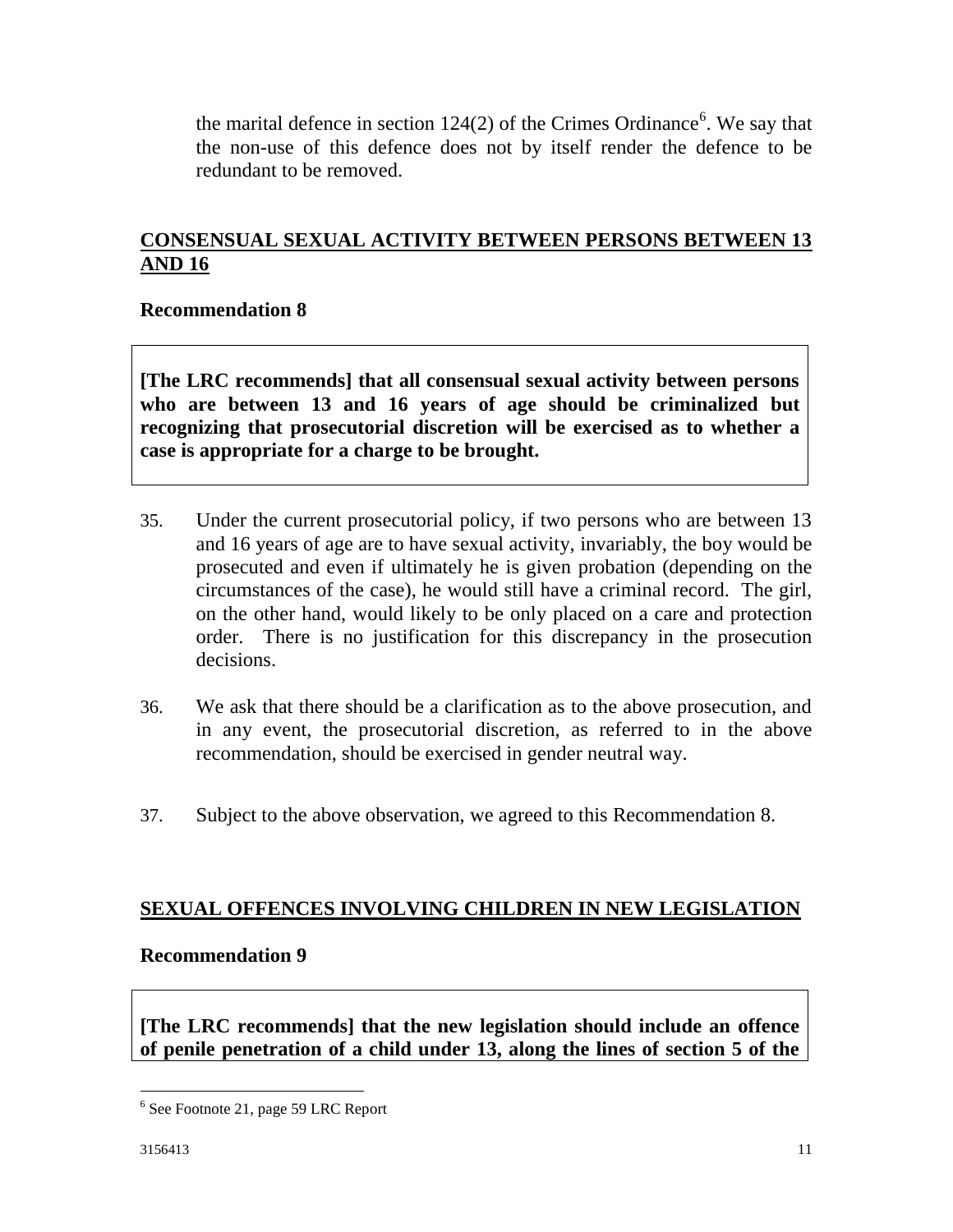the marital defence in section 124(2) of the Crimes Ordinance[6]. We say that the non-use of this defence does not by itself render the defence to be redundant to be removed.

## CONSENSUAL SEXUAL ACTIVITY BETWEEN PERSONS BETWEEN 13 AND 16

### Recommendation 8

**[The LRC recommends] that all consensual sexual activity between persons who are between 13 and 16 years of age should be criminalized but recognizing that prosecutorial discretion will be exercised as to whether a case is appropriate for a charge to be brought.**

35. Under the current prosecutorial policy, if two persons who are between 13 and 16 years of age are to have sexual activity, invariably, the boy would be prosecuted and even if ultimately he is given probation (depending on the circumstances of the case), he would still have a criminal record. The girl, on the other hand, would likely to be only placed on a care and protection order. There is no justification for this discrepancy in the prosecution decisions.

36. We ask that there should be a clarification as to the above prosecution, and in any event, the prosecutorial discretion, as referred to in the above recommendation, should be exercised in gender neutral way.

37. Subject to the above observation, we agreed to this Recommendation 8.

## SEXUAL OFFENCES INVOLVING CHILDREN IN NEW LEGISLATION

### Recommendation 9

**[The LRC recommends] that the new legislation should include an offence of penile penetration of a child under 13, along the lines of section 5 of the**

[6] See Footnote 21, page 59 LRC Report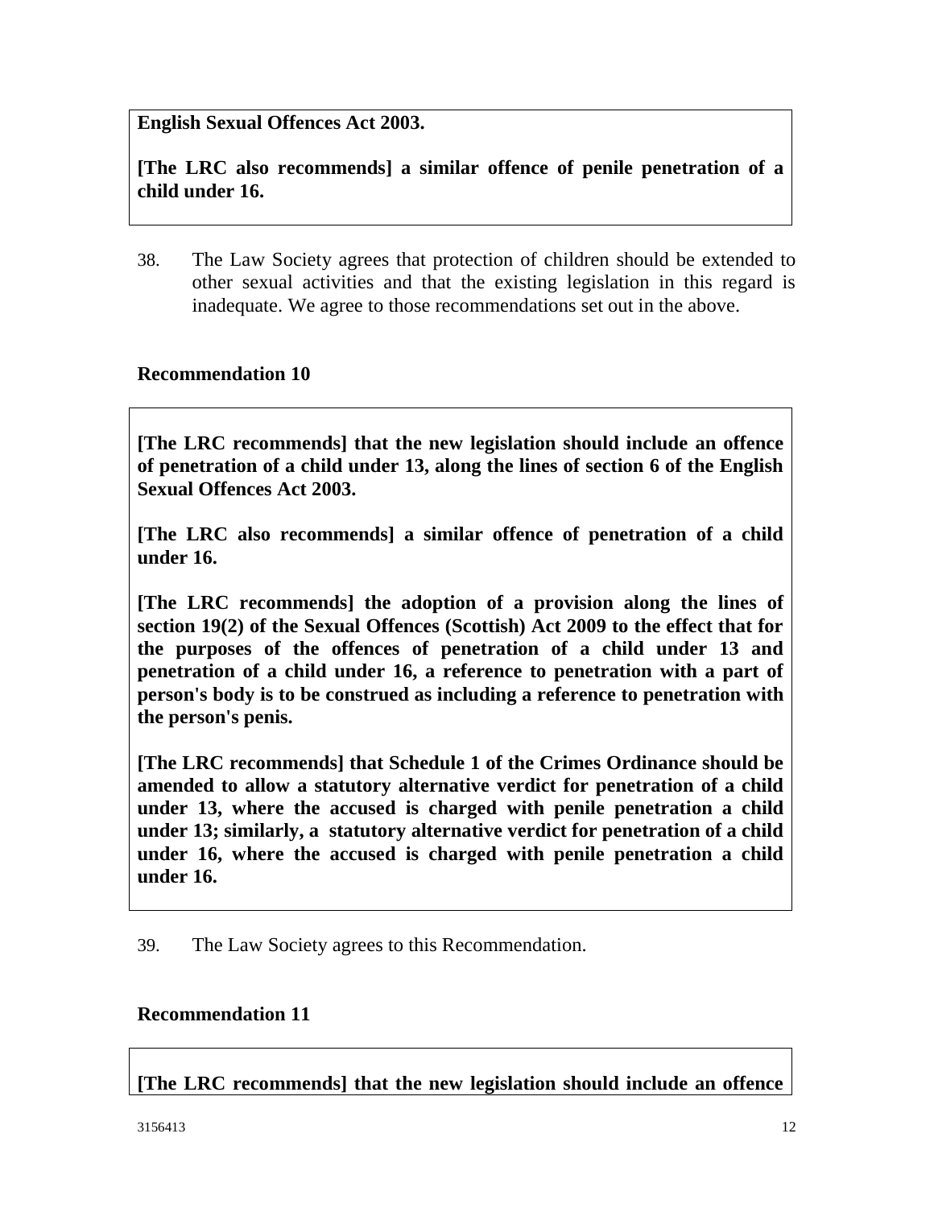**English Sexual Offences Act 2003.**

**[The LRC also recommends] a similar offence of penile penetration of a child under 16.**

38. The Law Society agrees that protection of children should be extended to other sexual activities and that the existing legislation in this regard is inadequate. We agree to those recommendations set out in the above.

### Recommendation 10

**[The LRC recommends] that the new legislation should include an offence of penetration of a child under 13, along the lines of section 6 of the English Sexual Offences Act 2003.**

**[The LRC also recommends] a similar offence of penetration of a child under 16.**

**[The LRC recommends] the adoption of a provision along the lines of section 19(2) of the Sexual Offences (Scottish) Act 2009 to the effect that for the purposes of the offences of penetration of a child under 13 and penetration of a child under 16, a reference to penetration with a part of person's body is to be construed as including a reference to penetration with the person's penis.**

**[The LRC recommends] that Schedule 1 of the Crimes Ordinance should be amended to allow a statutory alternative verdict for penetration of a child under 13, where the accused is charged with penile penetration a child under 13; similarly, a statutory alternative verdict for penetration of a child under 16, where the accused is charged with penile penetration a child under 16.**

39. The Law Society agrees to this Recommendation.

### Recommendation 11

**[The LRC recommends] that the new legislation should include an offence**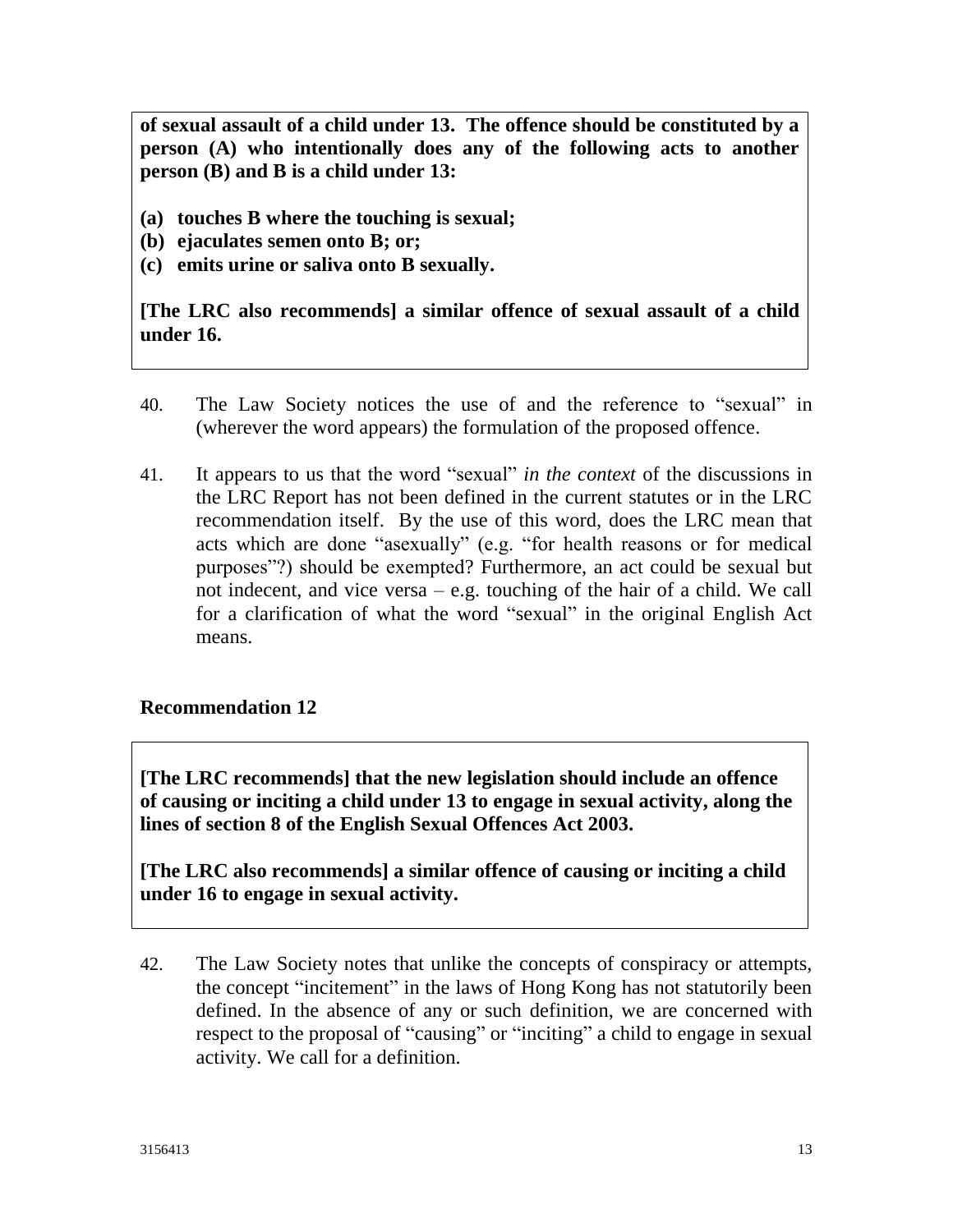**of sexual assault of a child under 13. The offence should be constituted by a person (A) who intentionally does any of the following acts to another person (B) and B is a child under 13:**

**(a) touches B where the touching is sexual;**
**(b) ejaculates semen onto B; or;**
**(c) emits urine or saliva onto B sexually.**

**[The LRC also recommends] a similar offence of sexual assault of a child under 16.**

40. The Law Society notices the use of and the reference to "sexual" in (wherever the word appears) the formulation of the proposed offence.

41. It appears to us that the word "sexual" *in the context* of the discussions in the LRC Report has not been defined in the current statutes or in the LRC recommendation itself. By the use of this word, does the LRC mean that acts which are done "asexually" (e.g. "for health reasons or for medical purposes"?) should be exempted? Furthermore, an act could be sexual but not indecent, and vice versa – e.g. touching of the hair of a child. We call for a clarification of what the word "sexual" in the original English Act means.

### Recommendation 12

**[The LRC recommends] that the new legislation should include an offence of causing or inciting a child under 13 to engage in sexual activity, along the lines of section 8 of the English Sexual Offences Act 2003.**

**[The LRC also recommends] a similar offence of causing or inciting a child under 16 to engage in sexual activity.**

42. The Law Society notes that unlike the concepts of conspiracy or attempts, the concept "incitement" in the laws of Hong Kong has not statutorily been defined. In the absence of any or such definition, we are concerned with respect to the proposal of "causing" or "inciting" a child to engage in sexual activity. We call for a definition.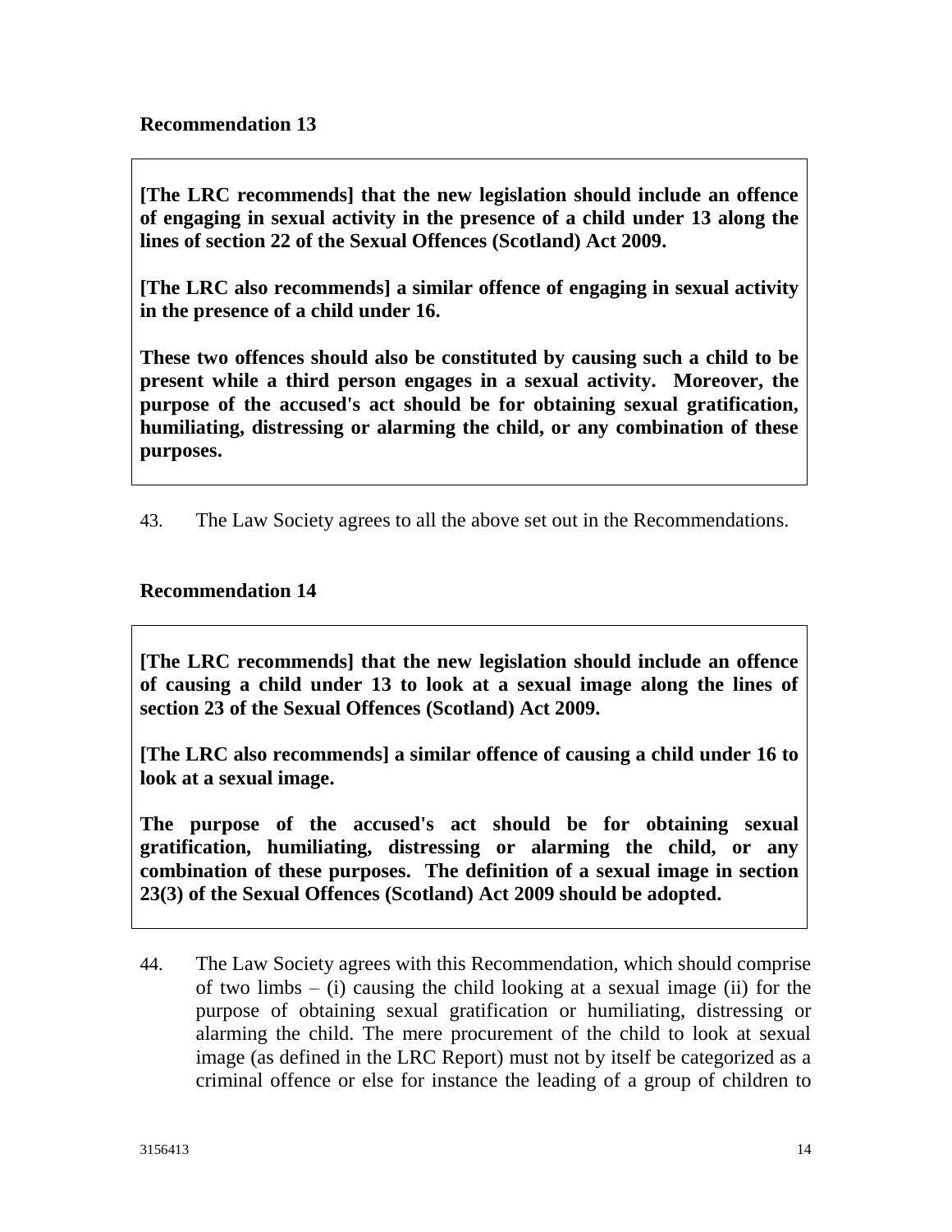**Recommendation 13**

> **[The LRC recommends] that the new legislation should include an offence of engaging in sexual activity in the presence of a child under 13 along the lines of section 22 of the Sexual Offences (Scotland) Act 2009.**
>
> **[The LRC also recommends] a similar offence of engaging in sexual activity in the presence of a child under 16.**
>
> **These two offences should also be constituted by causing such a child to be present while a third person engages in a sexual activity. Moreover, the purpose of the accused's act should be for obtaining sexual gratification, humiliating, distressing or alarming the child, or any combination of these purposes.**

43. The Law Society agrees to all the above set out in the Recommendations.

**Recommendation 14**

> **[The LRC recommends] that the new legislation should include an offence of causing a child under 13 to look at a sexual image along the lines of section 23 of the Sexual Offences (Scotland) Act 2009.**
>
> **[The LRC also recommends] a similar offence of causing a child under 16 to look at a sexual image.**
>
> **The purpose of the accused's act should be for obtaining sexual gratification, humiliating, distressing or alarming the child, or any combination of these purposes. The definition of a sexual image in section 23(3) of the Sexual Offences (Scotland) Act 2009 should be adopted.**

44. The Law Society agrees with this Recommendation, which should comprise of two limbs – (i) causing the child looking at a sexual image (ii) for the purpose of obtaining sexual gratification or humiliating, distressing or alarming the child. The mere procurement of the child to look at sexual image (as defined in the LRC Report) must not by itself be categorized as a criminal offence or else for instance the leading of a group of children to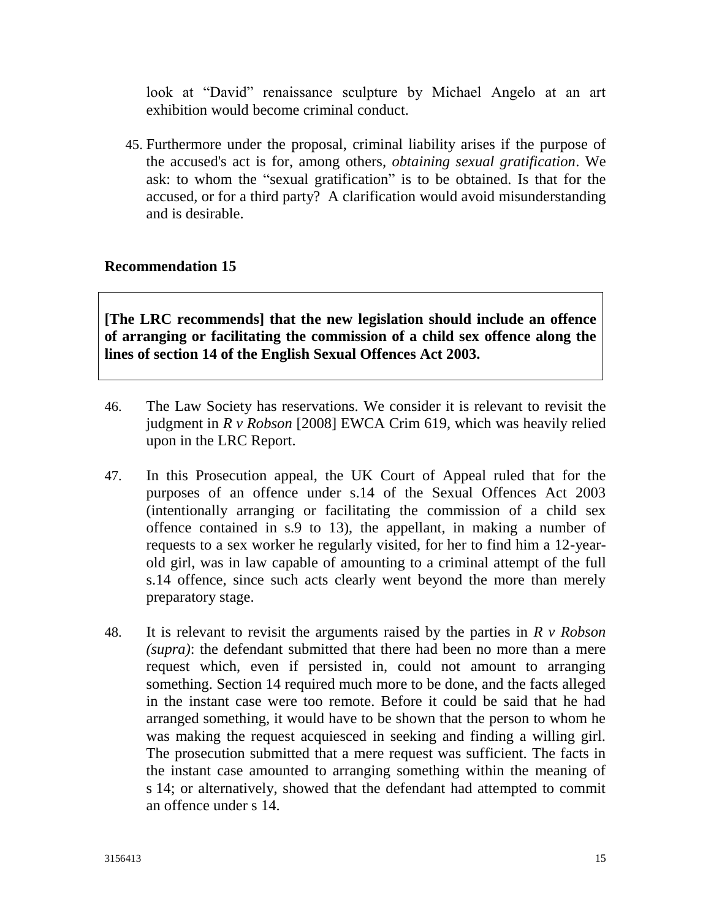look at "David" renaissance sculpture by Michael Angelo at an art exhibition would become criminal conduct.

45. Furthermore under the proposal, criminal liability arises if the purpose of the accused's act is for, among others, *obtaining sexual gratification*. We ask: to whom the "sexual gratification" is to be obtained. Is that for the accused, or for a third party? A clarification would avoid misunderstanding and is desirable.

### Recommendation 15

**[The LRC recommends] that the new legislation should include an offence of arranging or facilitating the commission of a child sex offence along the lines of section 14 of the English Sexual Offences Act 2003.**

46. The Law Society has reservations. We consider it is relevant to revisit the judgment in *R v Robson* [2008] EWCA Crim 619, which was heavily relied upon in the LRC Report.

47. In this Prosecution appeal, the UK Court of Appeal ruled that for the purposes of an offence under s.14 of the Sexual Offences Act 2003 (intentionally arranging or facilitating the commission of a child sex offence contained in s.9 to 13), the appellant, in making a number of requests to a sex worker he regularly visited, for her to find him a 12-year-old girl, was in law capable of amounting to a criminal attempt of the full s.14 offence, since such acts clearly went beyond the more than merely preparatory stage.

48. It is relevant to revisit the arguments raised by the parties in *R v Robson (supra)*: the defendant submitted that there had been no more than a mere request which, even if persisted in, could not amount to arranging something. Section 14 required much more to be done, and the facts alleged in the instant case were too remote. Before it could be said that he had arranged something, it would have to be shown that the person to whom he was making the request acquiesced in seeking and finding a willing girl. The prosecution submitted that a mere request was sufficient. The facts in the instant case amounted to arranging something within the meaning of s 14; or alternatively, showed that the defendant had attempted to commit an offence under s 14.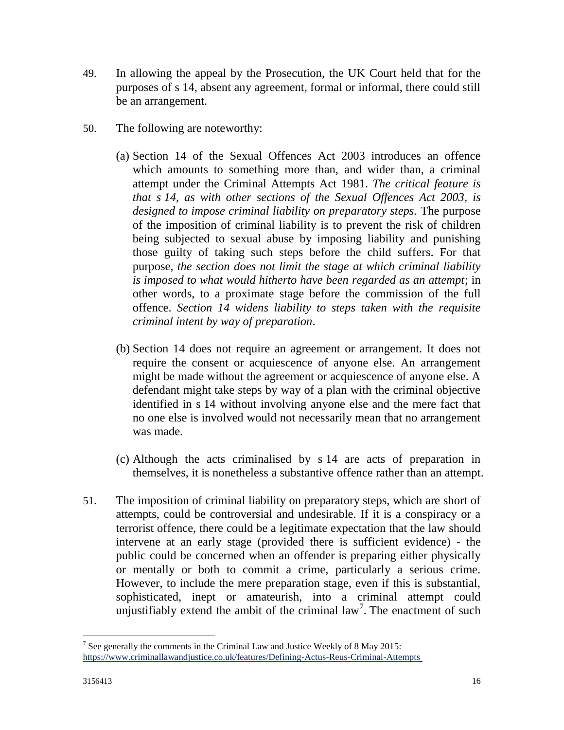49. In allowing the appeal by the Prosecution, the UK Court held that for the purposes of s 14, absent any agreement, formal or informal, there could still be an arrangement.

50. The following are noteworthy:

    (a) Section 14 of the Sexual Offences Act 2003 introduces an offence which amounts to something more than, and wider than, a criminal attempt under the Criminal Attempts Act 1981. *The critical feature is that s 14, as with other sections of the Sexual Offences Act 2003, is designed to impose criminal liability on preparatory steps.* The purpose of the imposition of criminal liability is to prevent the risk of children being subjected to sexual abuse by imposing liability and punishing those guilty of taking such steps before the child suffers. For that purpose, *the section does not limit the stage at which criminal liability is imposed to what would hitherto have been regarded as an attempt*; in other words, to a proximate stage before the commission of the full offence. *Section 14 widens liability to steps taken with the requisite criminal intent by way of preparation*.

    (b) Section 14 does not require an agreement or arrangement. It does not require the consent or acquiescence of anyone else. An arrangement might be made without the agreement or acquiescence of anyone else. A defendant might take steps by way of a plan with the criminal objective identified in s 14 without involving anyone else and the mere fact that no one else is involved would not necessarily mean that no arrangement was made.

    (c) Although the acts criminalised by s 14 are acts of preparation in themselves, it is nonetheless a substantive offence rather than an attempt.

51. The imposition of criminal liability on preparatory steps, which are short of attempts, could be controversial and undesirable. If it is a conspiracy or a terrorist offence, there could be a legitimate expectation that the law should intervene at an early stage (provided there is sufficient evidence) - the public could be concerned when an offender is preparing either physically or mentally or both to commit a crime, particularly a serious crime. However, to include the mere preparation stage, even if this is substantial, sophisticated, inept or amateurish, into a criminal attempt could unjustifiably extend the ambit of the criminal law[7]. The enactment of such

[7] See generally the comments in the Criminal Law and Justice Weekly of 8 May 2015: https://www.criminallawandjustice.co.uk/features/Defining-Actus-Reus-Criminal-Attempts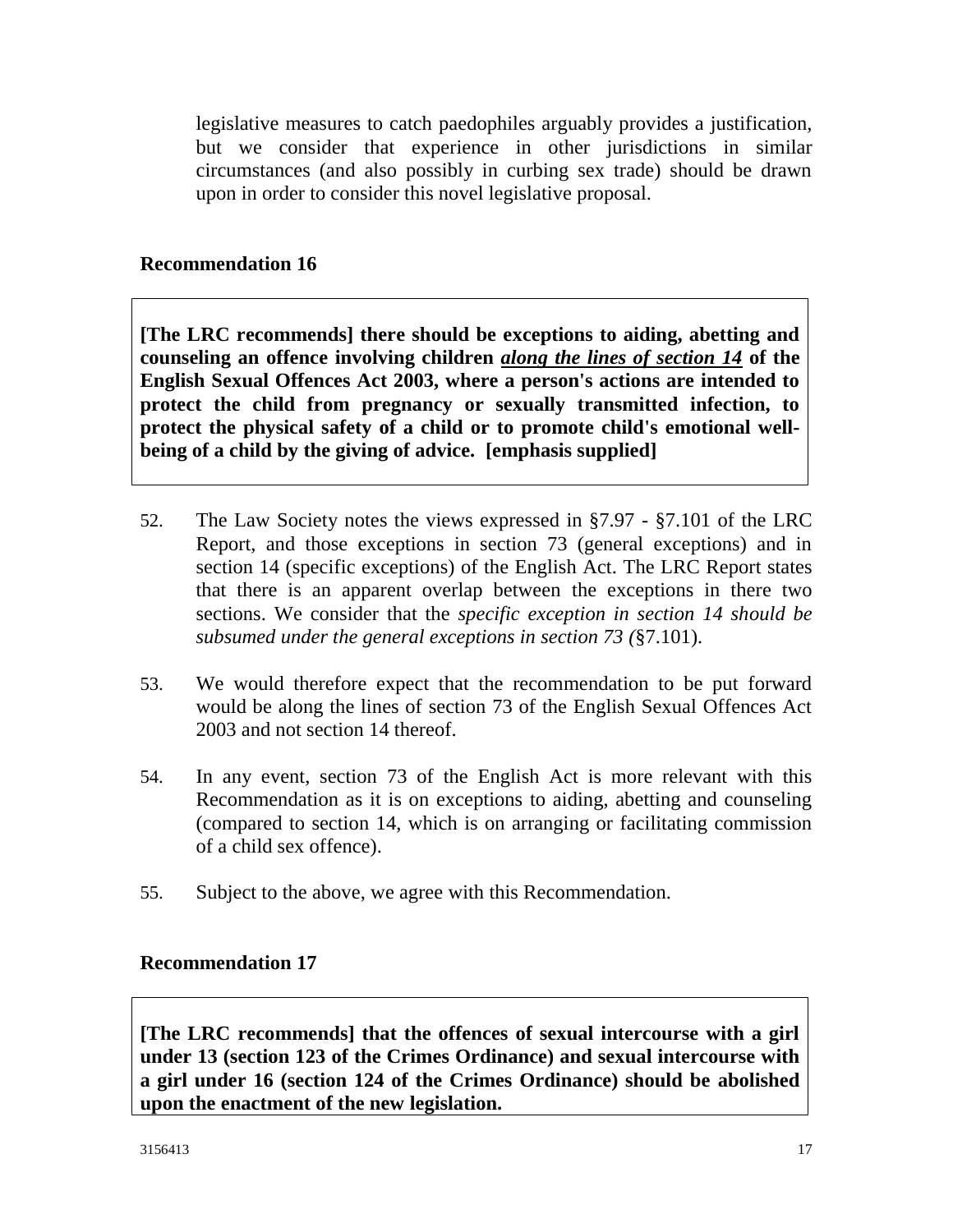legislative measures to catch paedophiles arguably provides a justification, but we consider that experience in other jurisdictions in similar circumstances (and also possibly in curbing sex trade) should be drawn upon in order to consider this novel legislative proposal.

### Recommendation 16

> **[The LRC recommends] there should be exceptions to aiding, abetting and counseling an offence involving children *<u>along the lines of section 14</u>* of the English Sexual Offences Act 2003, where a person's actions are intended to protect the child from pregnancy or sexually transmitted infection, to protect the physical safety of a child or to promote child's emotional well-being of a child by the giving of advice. [emphasis supplied]**

52. The Law Society notes the views expressed in §7.97 - §7.101 of the LRC Report, and those exceptions in section 73 (general exceptions) and in section 14 (specific exceptions) of the English Act. The LRC Report states that there is an apparent overlap between the exceptions in there two sections. We consider that the *specific exception in section 14 should be subsumed under the general exceptions in section 73 (*§7.101).

53. We would therefore expect that the recommendation to be put forward would be along the lines of section 73 of the English Sexual Offences Act 2003 and not section 14 thereof.

54. In any event, section 73 of the English Act is more relevant with this Recommendation as it is on exceptions to aiding, abetting and counseling (compared to section 14, which is on arranging or facilitating commission of a child sex offence).

55. Subject to the above, we agree with this Recommendation.

### Recommendation 17

> **[The LRC recommends] that the offences of sexual intercourse with a girl under 13 (section 123 of the Crimes Ordinance) and sexual intercourse with a girl under 16 (section 124 of the Crimes Ordinance) should be abolished upon the enactment of the new legislation.**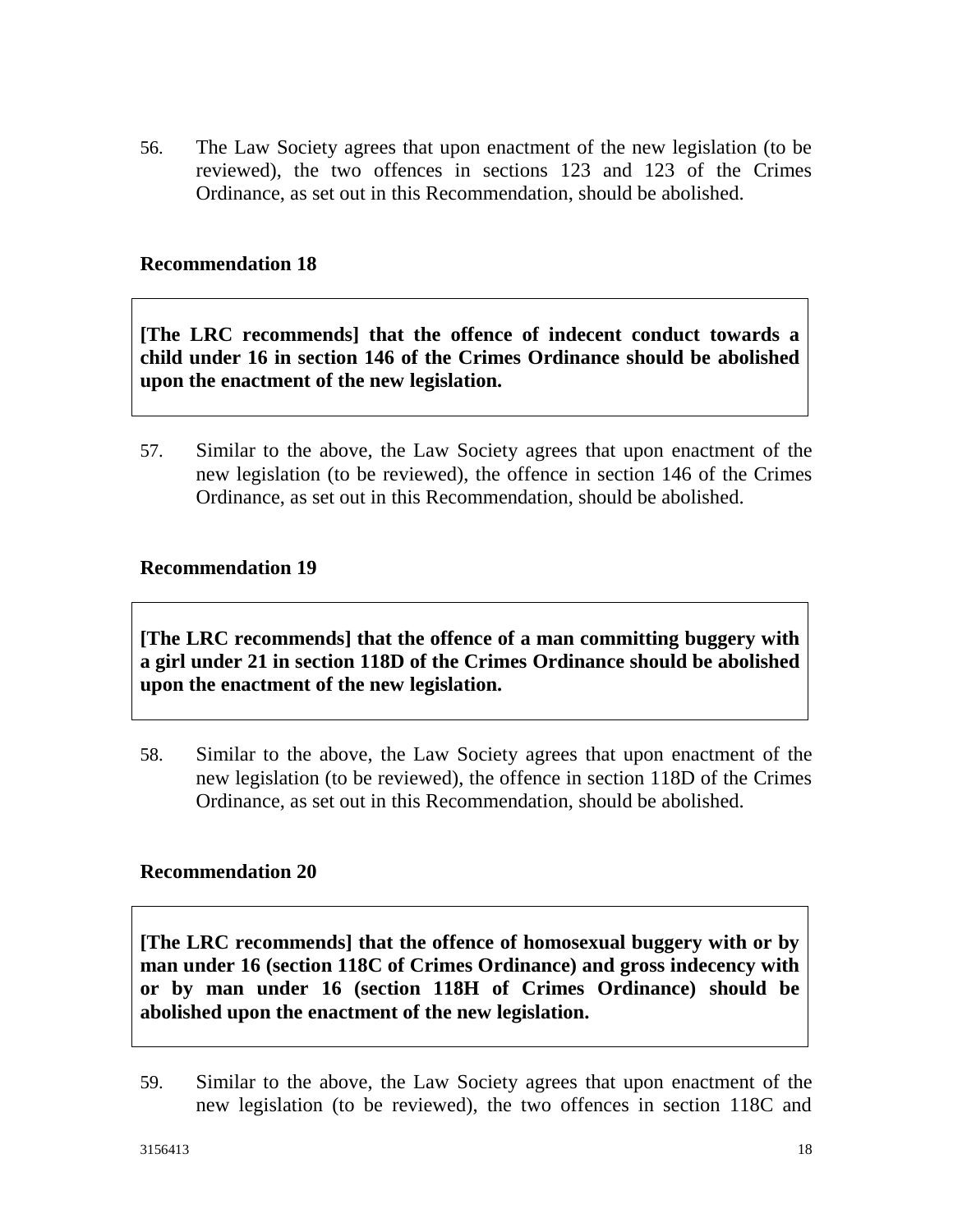56. The Law Society agrees that upon enactment of the new legislation (to be reviewed), the two offences in sections 123 and 123 of the Crimes Ordinance, as set out in this Recommendation, should be abolished.

**Recommendation 18**

> **[The LRC recommends] that the offence of indecent conduct towards a child under 16 in section 146 of the Crimes Ordinance should be abolished upon the enactment of the new legislation.**

57. Similar to the above, the Law Society agrees that upon enactment of the new legislation (to be reviewed), the offence in section 146 of the Crimes Ordinance, as set out in this Recommendation, should be abolished.

**Recommendation 19**

> **[The LRC recommends] that the offence of a man committing buggery with a girl under 21 in section 118D of the Crimes Ordinance should be abolished upon the enactment of the new legislation.**

58. Similar to the above, the Law Society agrees that upon enactment of the new legislation (to be reviewed), the offence in section 118D of the Crimes Ordinance, as set out in this Recommendation, should be abolished.

**Recommendation 20**

> **[The LRC recommends] that the offence of homosexual buggery with or by man under 16 (section 118C of Crimes Ordinance) and gross indecency with or by man under 16 (section 118H of Crimes Ordinance) should be abolished upon the enactment of the new legislation.**

59. Similar to the above, the Law Society agrees that upon enactment of the new legislation (to be reviewed), the two offences in section 118C and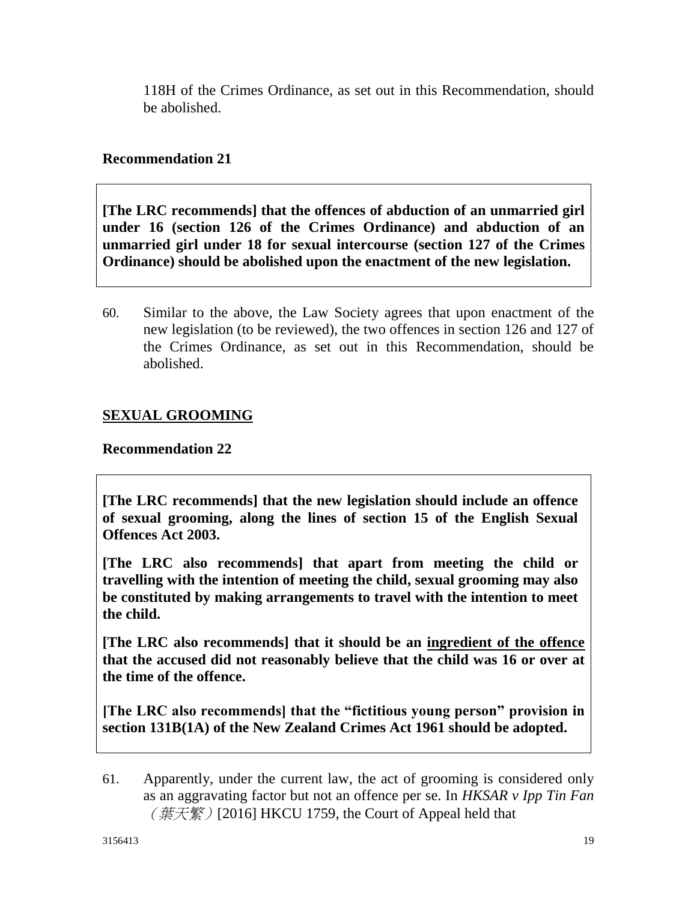118H of the Crimes Ordinance, as set out in this Recommendation, should be abolished.

**Recommendation 21**

**[The LRC recommends] that the offences of abduction of an unmarried girl under 16 (section 126 of the Crimes Ordinance) and abduction of an unmarried girl under 18 for sexual intercourse (section 127 of the Crimes Ordinance) should be abolished upon the enactment of the new legislation.**

60. Similar to the above, the Law Society agrees that upon enactment of the new legislation (to be reviewed), the two offences in section 126 and 127 of the Crimes Ordinance, as set out in this Recommendation, should be abolished.

## SEXUAL GROOMING

**Recommendation 22**

**[The LRC recommends] that the new legislation should include an offence of sexual grooming, along the lines of section 15 of the English Sexual Offences Act 2003.**

**[The LRC also recommends] that apart from meeting the child or travelling with the intention of meeting the child, sexual grooming may also be constituted by making arrangements to travel with the intention to meet the child.**

**[The LRC also recommends] that it should be an <u>ingredient of the offence</u> that the accused did not reasonably believe that the child was 16 or over at the time of the offence.**

**[The LRC also recommends] that the "fictitious young person" provision in section 131B(1A) of the New Zealand Crimes Act 1961 should be adopted.**

61. Apparently, under the current law, the act of grooming is considered only as an aggravating factor but not an offence per se. In *HKSAR v Ipp Tin Fan*（葉天繁）[2016] HKCU 1759, the Court of Appeal held that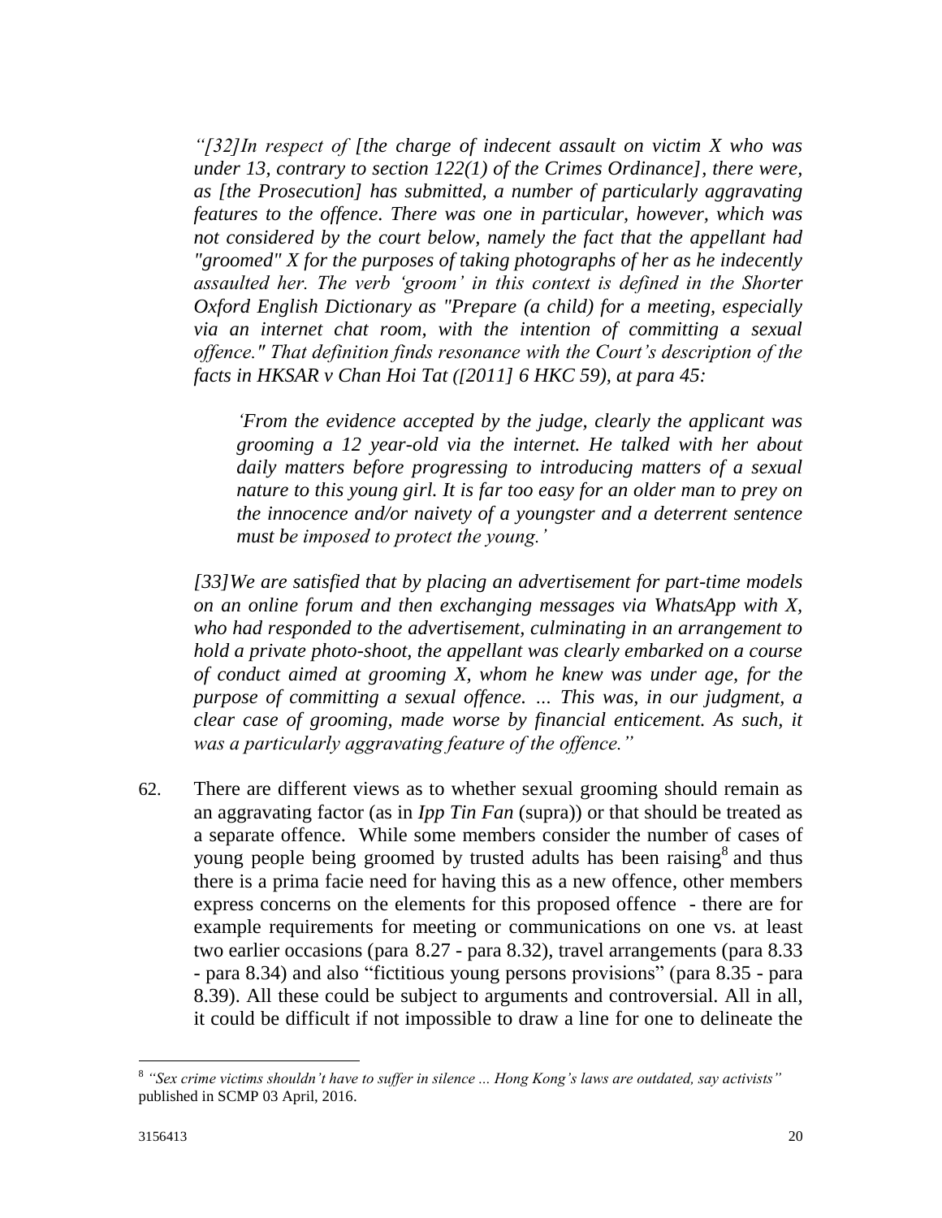*"[32]In respect of [the charge of indecent assault on victim X who was under 13, contrary to section 122(1) of the Crimes Ordinance], there were, as [the Prosecution] has submitted, a number of particularly aggravating features to the offence. There was one in particular, however, which was not considered by the court below, namely the fact that the appellant had "groomed" X for the purposes of taking photographs of her as he indecently assaulted her. The verb 'groom' in this context is defined in the Shorter Oxford English Dictionary as "Prepare (a child) for a meeting, especially via an internet chat room, with the intention of committing a sexual offence." That definition finds resonance with the Court's description of the facts in HKSAR v Chan Hoi Tat ([2011] 6 HKC 59), at para 45:*

> *'From the evidence accepted by the judge, clearly the applicant was grooming a 12 year-old via the internet. He talked with her about daily matters before progressing to introducing matters of a sexual nature to this young girl. It is far too easy for an older man to prey on the innocence and/or naivety of a youngster and a deterrent sentence must be imposed to protect the young.'*

*[33]We are satisfied that by placing an advertisement for part-time models on an online forum and then exchanging messages via WhatsApp with X, who had responded to the advertisement, culminating in an arrangement to hold a private photo-shoot, the appellant was clearly embarked on a course of conduct aimed at grooming X, whom he knew was under age, for the purpose of committing a sexual offence. ... This was, in our judgment, a clear case of grooming, made worse by financial enticement. As such, it was a particularly aggravating feature of the offence."*

62. There are different views as to whether sexual grooming should remain as an aggravating factor (as in *Ipp Tin Fan* (supra)) or that should be treated as a separate offence. While some members consider the number of cases of young people being groomed by trusted adults has been raising[8] and thus there is a prima facie need for having this as a new offence, other members express concerns on the elements for this proposed offence - there are for example requirements for meeting or communications on one vs. at least two earlier occasions (para 8.27 - para 8.32), travel arrangements (para 8.33 - para 8.34) and also "fictitious young persons provisions" (para 8.35 - para 8.39). All these could be subject to arguments and controversial. All in all, it could be difficult if not impossible to draw a line for one to delineate the

---

[8] *"Sex crime victims shouldn't have to suffer in silence ... Hong Kong's laws are outdated, say activists"* published in SCMP 03 April, 2016.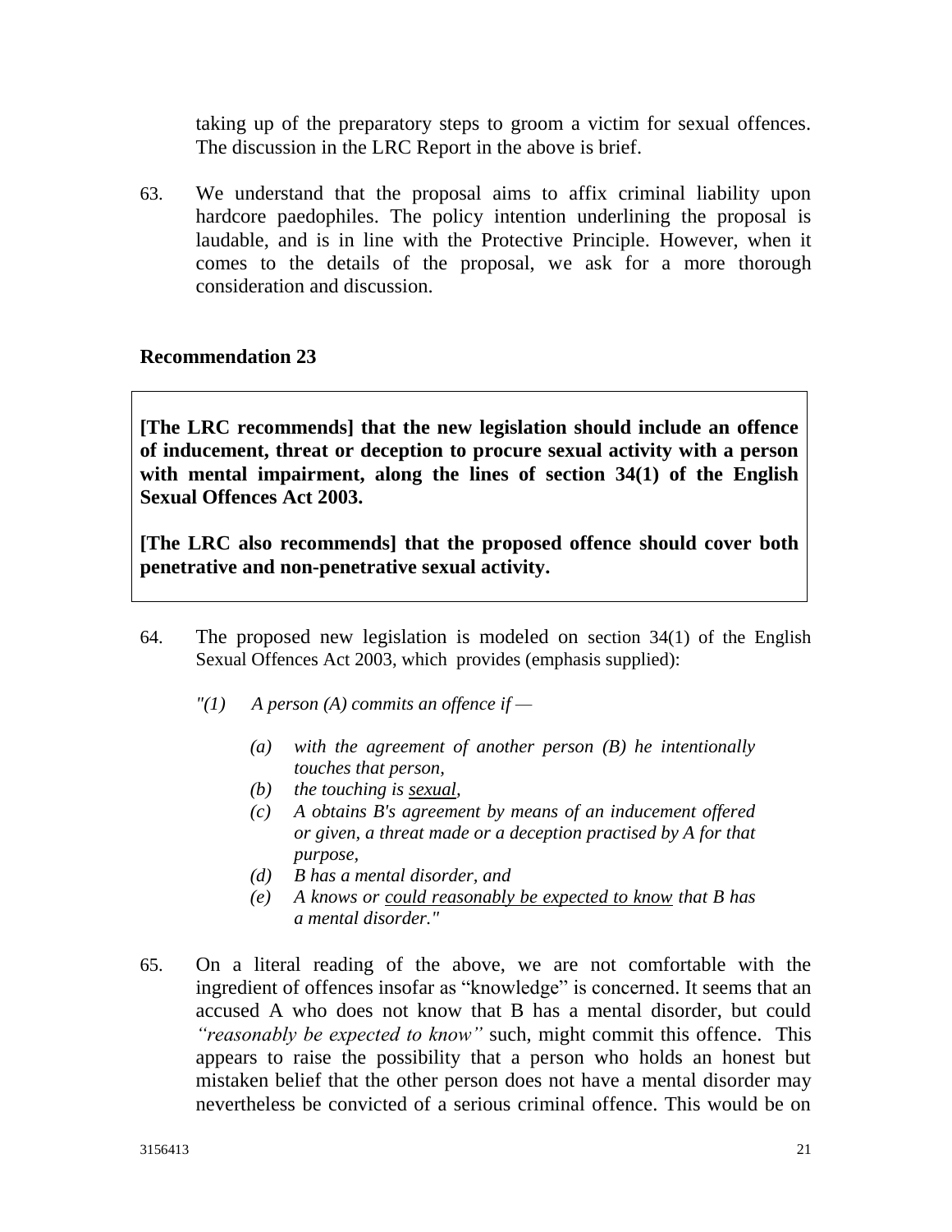taking up of the preparatory steps to groom a victim for sexual offences. The discussion in the LRC Report in the above is brief.

63. We understand that the proposal aims to affix criminal liability upon hardcore paedophiles. The policy intention underlining the proposal is laudable, and is in line with the Protective Principle. However, when it comes to the details of the proposal, we ask for a more thorough consideration and discussion.

### Recommendation 23

> **[The LRC recommends] that the new legislation should include an offence of inducement, threat or deception to procure sexual activity with a person with mental impairment, along the lines of section 34(1) of the English Sexual Offences Act 2003.**
>
> **[The LRC also recommends] that the proposed offence should cover both penetrative and non-penetrative sexual activity.**

64. The proposed new legislation is modeled on section 34(1) of the English Sexual Offences Act 2003, which provides (emphasis supplied):

*"(1) A person (A) commits an offence if —*

- *(a) with the agreement of another person (B) he intentionally touches that person,*
- *(b) the touching is <u>sexual</u>,*
- *(c) A obtains B's agreement by means of an inducement offered or given, a threat made or a deception practised by A for that purpose,*
- *(d) B has a mental disorder, and*
- *(e) A knows or <u>could reasonably be expected to know</u> that B has a mental disorder."*

65. On a literal reading of the above, we are not comfortable with the ingredient of offences insofar as "knowledge" is concerned. It seems that an accused A who does not know that B has a mental disorder, but could *"reasonably be expected to know"* such, might commit this offence. This appears to raise the possibility that a person who holds an honest but mistaken belief that the other person does not have a mental disorder may nevertheless be convicted of a serious criminal offence. This would be on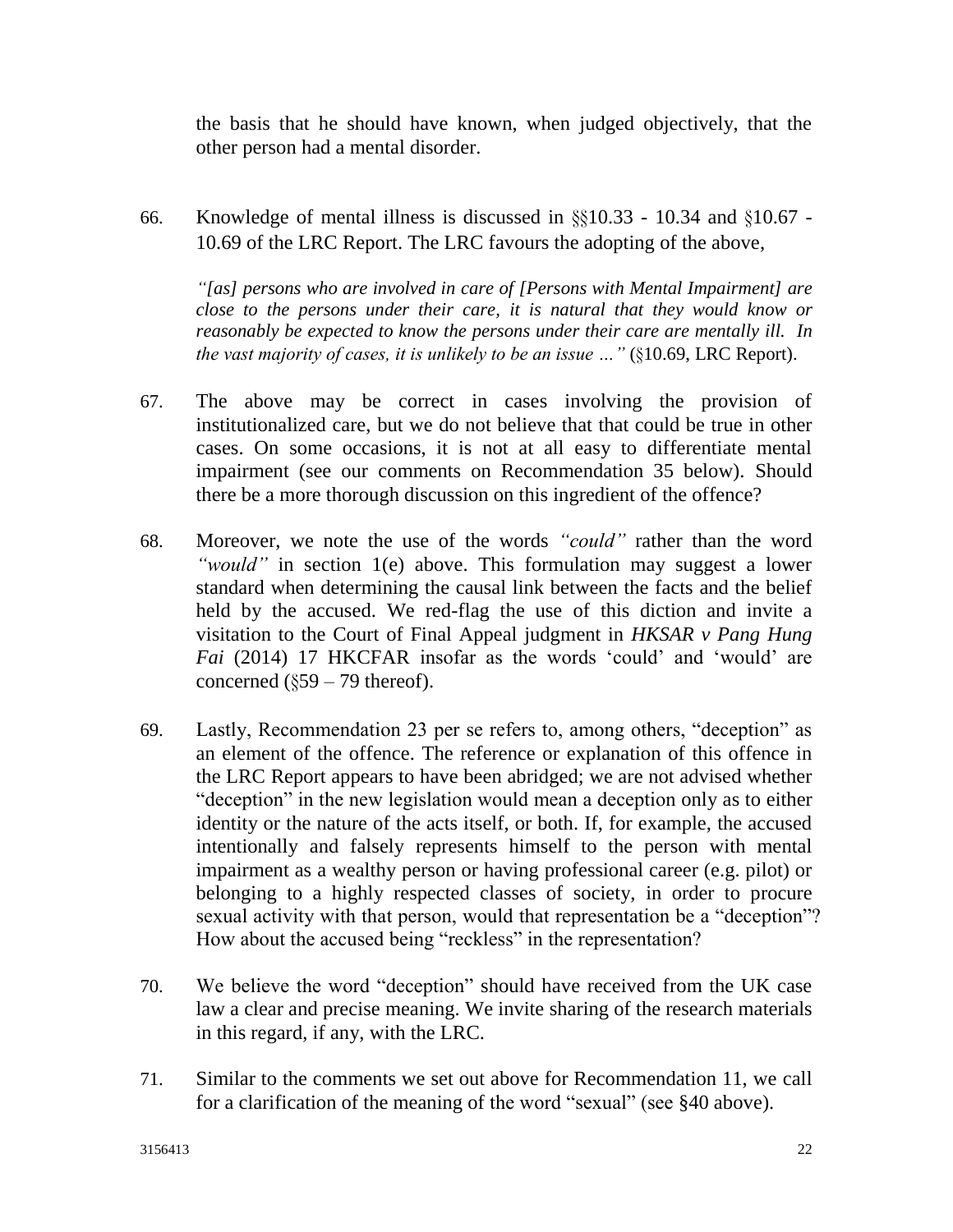the basis that he should have known, when judged objectively, that the other person had a mental disorder.

66. Knowledge of mental illness is discussed in §§10.33 - 10.34 and §10.67 - 10.69 of the LRC Report. The LRC favours the adopting of the above,

> *"[as] persons who are involved in care of [Persons with Mental Impairment] are close to the persons under their care, it is natural that they would know or reasonably be expected to know the persons under their care are mentally ill. In the vast majority of cases, it is unlikely to be an issue …"* (§10.69, LRC Report).

67. The above may be correct in cases involving the provision of institutionalized care, but we do not believe that that could be true in other cases. On some occasions, it is not at all easy to differentiate mental impairment (see our comments on Recommendation 35 below). Should there be a more thorough discussion on this ingredient of the offence?

68. Moreover, we note the use of the words *"could"* rather than the word *"would"* in section 1(e) above. This formulation may suggest a lower standard when determining the causal link between the facts and the belief held by the accused. We red-flag the use of this diction and invite a visitation to the Court of Final Appeal judgment in ***HKSAR v Pang Hung Fai*** (2014) 17 HKCFAR insofar as the words 'could' and 'would' are concerned (§59 – 79 thereof).

69. Lastly, Recommendation 23 per se refers to, among others, "deception" as an element of the offence. The reference or explanation of this offence in the LRC Report appears to have been abridged; we are not advised whether "deception" in the new legislation would mean a deception only as to either identity or the nature of the acts itself, or both. If, for example, the accused intentionally and falsely represents himself to the person with mental impairment as a wealthy person or having professional career (e.g. pilot) or belonging to a highly respected classes of society, in order to procure sexual activity with that person, would that representation be a "deception"? How about the accused being "reckless" in the representation?

70. We believe the word "deception" should have received from the UK case law a clear and precise meaning. We invite sharing of the research materials in this regard, if any, with the LRC.

71. Similar to the comments we set out above for Recommendation 11, we call for a clarification of the meaning of the word "sexual" (see §40 above).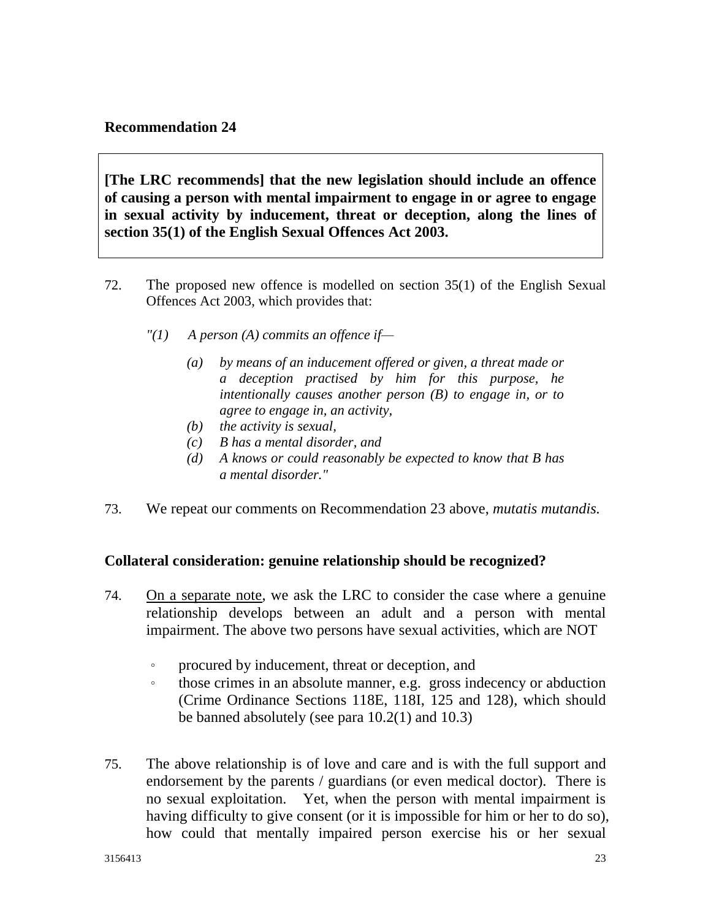**Recommendation 24**

> **[The LRC recommends] that the new legislation should include an offence of causing a person with mental impairment to engage in or agree to engage in sexual activity by inducement, threat or deception, along the lines of section 35(1) of the English Sexual Offences Act 2003.**

72. The proposed new offence is modelled on section 35(1) of the English Sexual Offences Act 2003, which provides that:

    *"(1) A person (A) commits an offence if—*

    *(a) by means of an inducement offered or given, a threat made or a deception practised by him for this purpose, he intentionally causes another person (B) to engage in, or to agree to engage in, an activity,*
    *(b) the activity is sexual,*
    *(c) B has a mental disorder, and*
    *(d) A knows or could reasonably be expected to know that B has a mental disorder."*

73. We repeat our comments on Recommendation 23 above, *mutatis mutandis.*

**Collateral consideration: genuine relationship should be recognized?**

74. <u>On a separate note</u>, we ask the LRC to consider the case where a genuine relationship develops between an adult and a person with mental impairment. The above two persons have sexual activities, which are NOT

    - procured by inducement, threat or deception, and
    - those crimes in an absolute manner, e.g. gross indecency or abduction (Crime Ordinance Sections 118E, 118I, 125 and 128), which should be banned absolutely (see para 10.2(1) and 10.3)

75. The above relationship is of love and care and is with the full support and endorsement by the parents / guardians (or even medical doctor). There is no sexual exploitation. Yet, when the person with mental impairment is having difficulty to give consent (or it is impossible for him or her to do so), how could that mentally impaired person exercise his or her sexual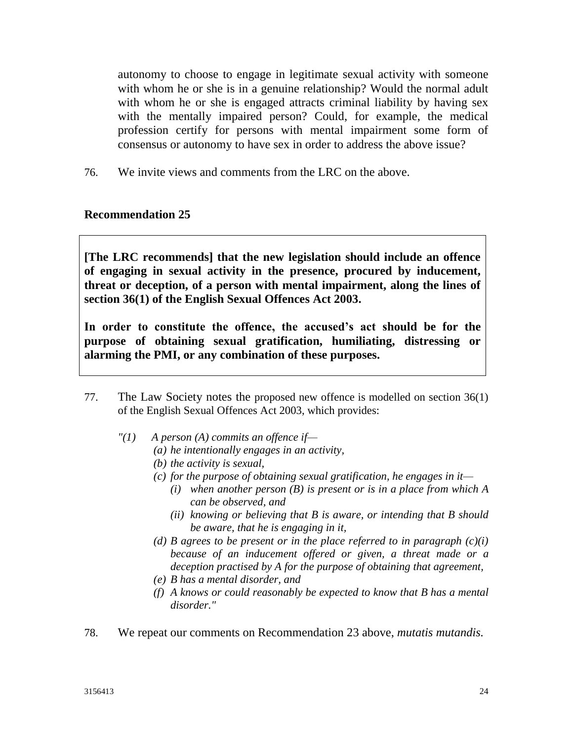autonomy to choose to engage in legitimate sexual activity with someone with whom he or she is in a genuine relationship? Would the normal adult with whom he or she is engaged attracts criminal liability by having sex with the mentally impaired person? Could, for example, the medical profession certify for persons with mental impairment some form of consensus or autonomy to have sex in order to address the above issue?

76. We invite views and comments from the LRC on the above.

### Recommendation 25

> **[The LRC recommends] that the new legislation should include an offence of engaging in sexual activity in the presence, procured by inducement, threat or deception, of a person with mental impairment, along the lines of section 36(1) of the English Sexual Offences Act 2003.**
>
> **In order to constitute the offence, the accused's act should be for the purpose of obtaining sexual gratification, humiliating, distressing or alarming the PMI, or any combination of these purposes.**

77. The Law Society notes the proposed new offence is modelled on section 36(1) of the English Sexual Offences Act 2003, which provides:

*"(1) A person (A) commits an offence if—*
- *(a) he intentionally engages in an activity,*
- *(b) the activity is sexual,*
- *(c) for the purpose of obtaining sexual gratification, he engages in it—*
  - *(i) when another person (B) is present or is in a place from which A can be observed, and*
  - *(ii) knowing or believing that B is aware, or intending that B should be aware, that he is engaging in it,*
- *(d) B agrees to be present or in the place referred to in paragraph (c)(i) because of an inducement offered or given, a threat made or a deception practised by A for the purpose of obtaining that agreement,*
- *(e) B has a mental disorder, and*
- *(f) A knows or could reasonably be expected to know that B has a mental disorder."*

78. We repeat our comments on Recommendation 23 above, *mutatis mutandis.*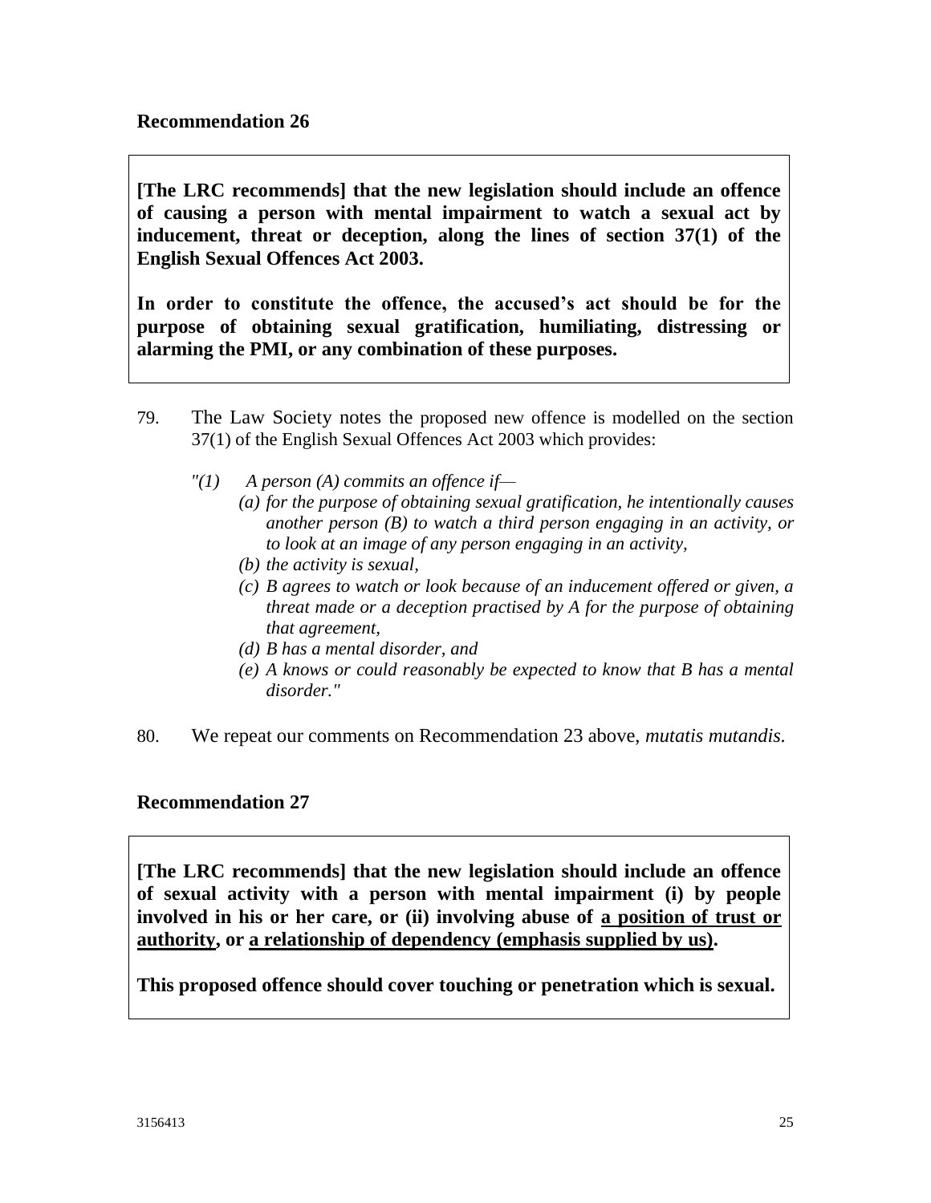### Recommendation 26

> **[The LRC recommends] that the new legislation should include an offence of causing a person with mental impairment to watch a sexual act by inducement, threat or deception, along the lines of section 37(1) of the English Sexual Offences Act 2003.**
>
> **In order to constitute the offence, the accused's act should be for the purpose of obtaining sexual gratification, humiliating, distressing or alarming the PMI, or any combination of these purposes.**

79. The Law Society notes the proposed new offence is modelled on the section 37(1) of the English Sexual Offences Act 2003 which provides:

    *"(1) A person (A) commits an offence if—*
    
    *(a) for the purpose of obtaining sexual gratification, he intentionally causes another person (B) to watch a third person engaging in an activity, or to look at an image of any person engaging in an activity,*
    
    *(b) the activity is sexual,*
    
    *(c) B agrees to watch or look because of an inducement offered or given, a threat made or a deception practised by A for the purpose of obtaining that agreement,*
    
    *(d) B has a mental disorder, and*
    
    *(e) A knows or could reasonably be expected to know that B has a mental disorder."*

80. We repeat our comments on Recommendation 23 above, *mutatis mutandis*.

### Recommendation 27

> **[The LRC recommends] that the new legislation should include an offence of sexual activity with a person with mental impairment (i) by people involved in his or her care, or (ii) involving abuse of <u>a position of trust or authority</u>, or <u>a relationship of dependency (emphasis supplied by us)</u>.**
>
> **This proposed offence should cover touching or penetration which is sexual.**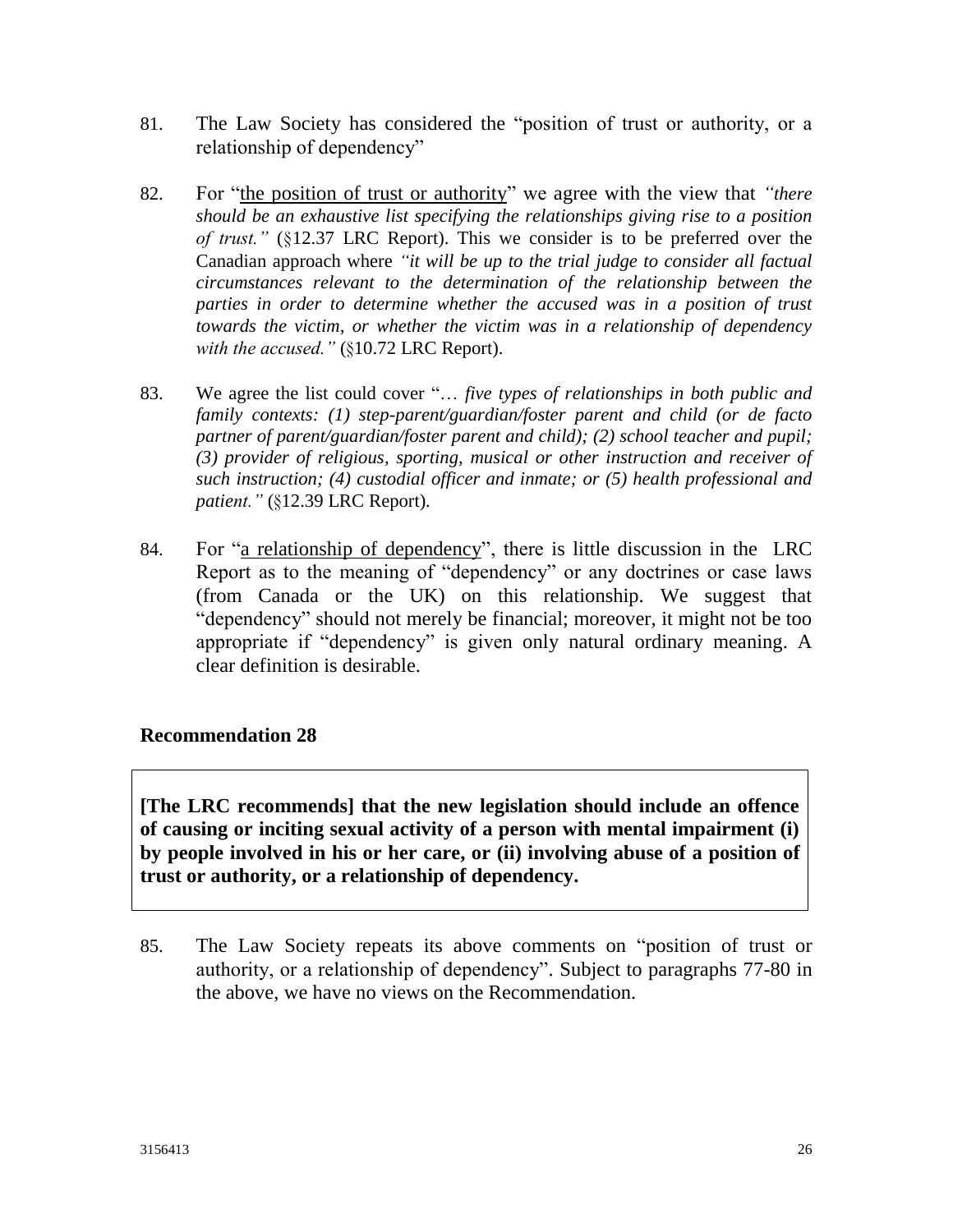81. The Law Society has considered the "position of trust or authority, or a relationship of dependency"

82. For "<u>the position of trust or authority</u>" we agree with the view that *"there should be an exhaustive list specifying the relationships giving rise to a position of trust."* (§12.37 LRC Report). This we consider is to be preferred over the Canadian approach where *"it will be up to the trial judge to consider all factual circumstances relevant to the determination of the relationship between the parties in order to determine whether the accused was in a position of trust towards the victim, or whether the victim was in a relationship of dependency with the accused."* (§10.72 LRC Report).

83. We agree the list could cover "… *five types of relationships in both public and family contexts: (1) step-parent/guardian/foster parent and child (or de facto partner of parent/guardian/foster parent and child); (2) school teacher and pupil; (3) provider of religious, sporting, musical or other instruction and receiver of such instruction; (4) custodial officer and inmate; or (5) health professional and patient."* (§12.39 LRC Report).

84. For "<u>a relationship of dependency</u>", there is little discussion in the LRC Report as to the meaning of "dependency" or any doctrines or case laws (from Canada or the UK) on this relationship. We suggest that "dependency" should not merely be financial; moreover, it might not be too appropriate if "dependency" is given only natural ordinary meaning. A clear definition is desirable.

### Recommendation 28

> **[The LRC recommends] that the new legislation should include an offence of causing or inciting sexual activity of a person with mental impairment (i) by people involved in his or her care, or (ii) involving abuse of a position of trust or authority, or a relationship of dependency.**

85. The Law Society repeats its above comments on "position of trust or authority, or a relationship of dependency". Subject to paragraphs 77-80 in the above, we have no views on the Recommendation.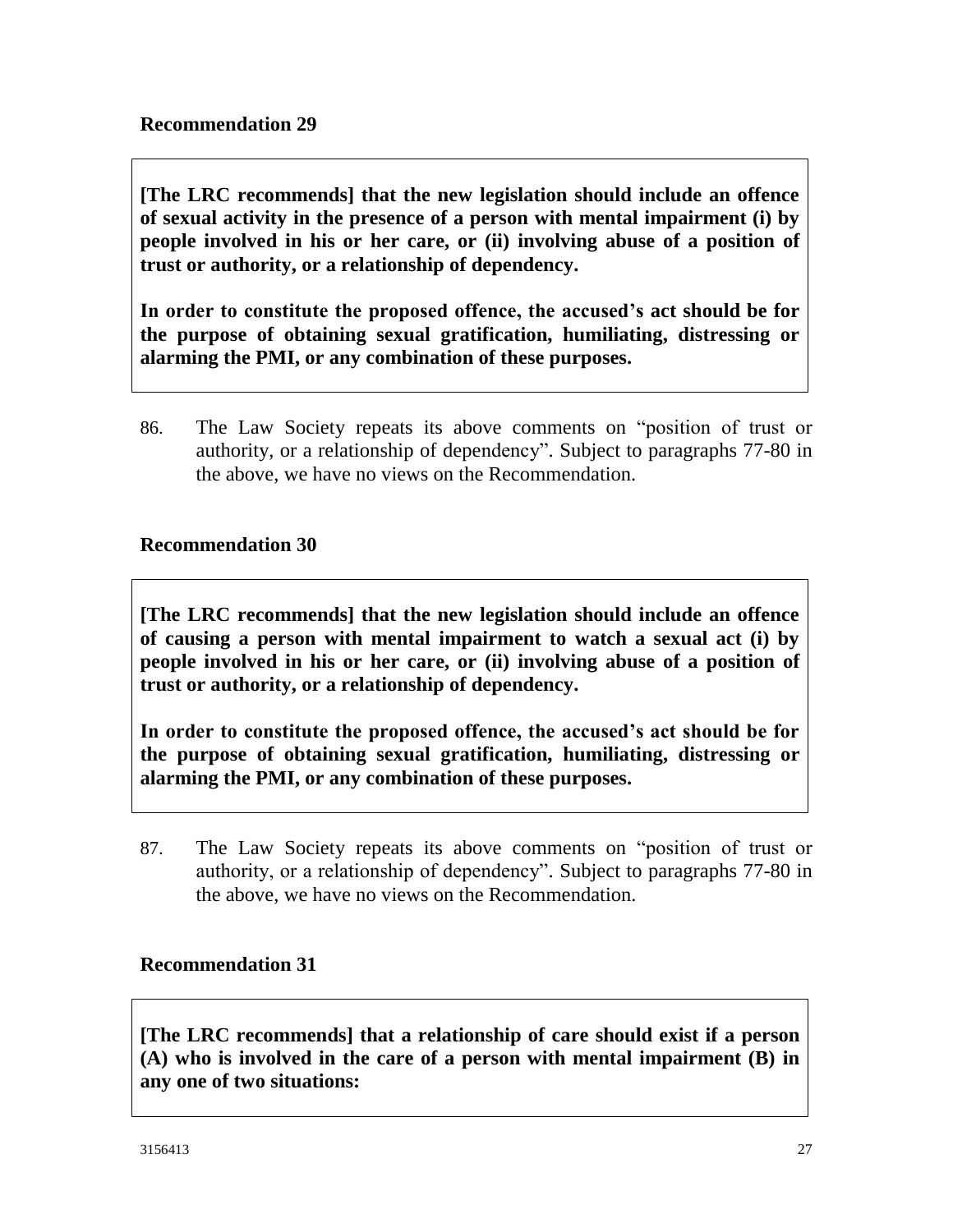### Recommendation 29

**[The LRC recommends] that the new legislation should include an offence of sexual activity in the presence of a person with mental impairment (i) by people involved in his or her care, or (ii) involving abuse of a position of trust or authority, or a relationship of dependency.**

**In order to constitute the proposed offence, the accused's act should be for the purpose of obtaining sexual gratification, humiliating, distressing or alarming the PMI, or any combination of these purposes.**

86. The Law Society repeats its above comments on "position of trust or authority, or a relationship of dependency". Subject to paragraphs 77-80 in the above, we have no views on the Recommendation.

### Recommendation 30

**[The LRC recommends] that the new legislation should include an offence of causing a person with mental impairment to watch a sexual act (i) by people involved in his or her care, or (ii) involving abuse of a position of trust or authority, or a relationship of dependency.**

**In order to constitute the proposed offence, the accused's act should be for the purpose of obtaining sexual gratification, humiliating, distressing or alarming the PMI, or any combination of these purposes.**

87. The Law Society repeats its above comments on "position of trust or authority, or a relationship of dependency". Subject to paragraphs 77-80 in the above, we have no views on the Recommendation.

### Recommendation 31

**[The LRC recommends] that a relationship of care should exist if a person (A) who is involved in the care of a person with mental impairment (B) in any one of two situations:**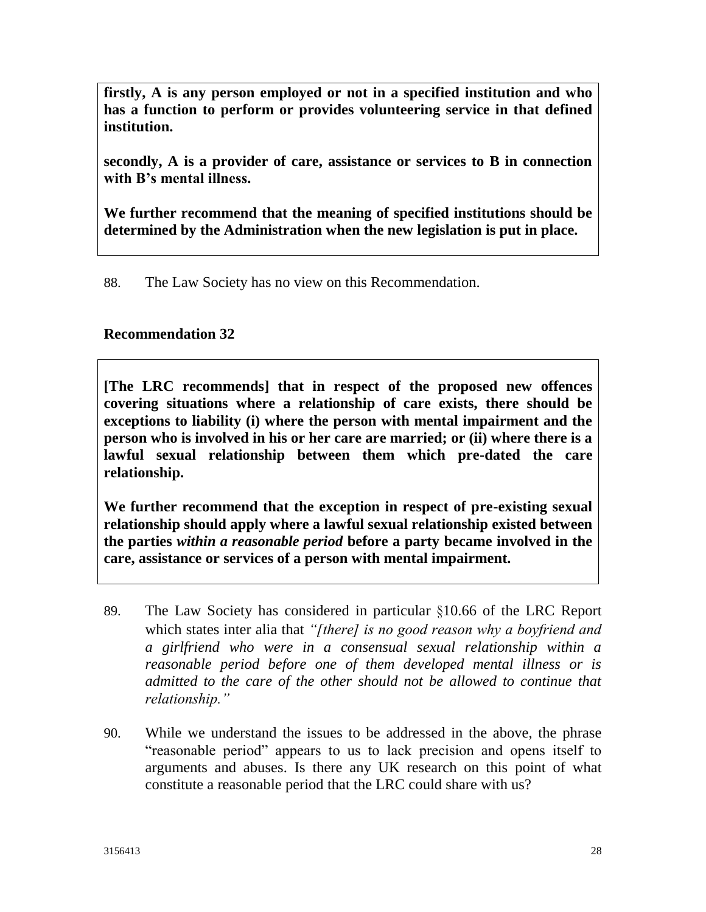**firstly, A is any person employed or not in a specified institution and who has a function to perform or provides volunteering service in that defined institution.**

**secondly, A is a provider of care, assistance or services to B in connection with B's mental illness.**

**We further recommend that the meaning of specified institutions should be determined by the Administration when the new legislation is put in place.**

88. The Law Society has no view on this Recommendation.

**Recommendation 32**

**[The LRC recommends] that in respect of the proposed new offences covering situations where a relationship of care exists, there should be exceptions to liability (i) where the person with mental impairment and the person who is involved in his or her care are married; or (ii) where there is a lawful sexual relationship between them which pre-dated the care relationship.**

**We further recommend that the exception in respect of pre-existing sexual relationship should apply where a lawful sexual relationship existed between the parties *within a reasonable period* before a party became involved in the care, assistance or services of a person with mental impairment.**

89. The Law Society has considered in particular §10.66 of the LRC Report which states inter alia that *"[there] is no good reason why a boyfriend and a girlfriend who were in a consensual sexual relationship within a reasonable period before one of them developed mental illness or is admitted to the care of the other should not be allowed to continue that relationship."*

90. While we understand the issues to be addressed in the above, the phrase "reasonable period" appears to us to lack precision and opens itself to arguments and abuses. Is there any UK research on this point of what constitute a reasonable period that the LRC could share with us?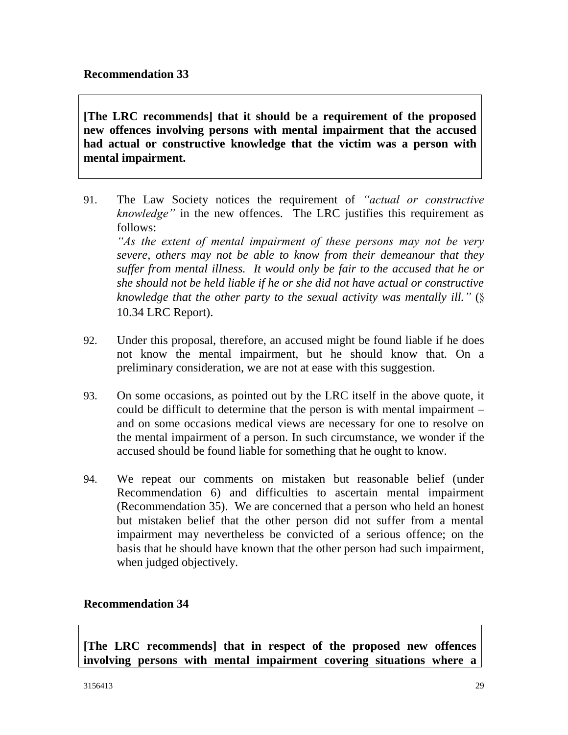**Recommendation 33**

**[The LRC recommends] that it should be a requirement of the proposed new offences involving persons with mental impairment that the accused had actual or constructive knowledge that the victim was a person with mental impairment.**

91. The Law Society notices the requirement of *"actual or constructive knowledge"* in the new offences. The LRC justifies this requirement as follows:
*"As the extent of mental impairment of these persons may not be very severe, others may not be able to know from their demeanour that they suffer from mental illness. It would only be fair to the accused that he or she should not be held liable if he or she did not have actual or constructive knowledge that the other party to the sexual activity was mentally ill."* (§ 10.34 LRC Report).

92. Under this proposal, therefore, an accused might be found liable if he does not know the mental impairment, but he should know that. On a preliminary consideration, we are not at ease with this suggestion.

93. On some occasions, as pointed out by the LRC itself in the above quote, it could be difficult to determine that the person is with mental impairment – and on some occasions medical views are necessary for one to resolve on the mental impairment of a person. In such circumstance, we wonder if the accused should be found liable for something that he ought to know.

94. We repeat our comments on mistaken but reasonable belief (under Recommendation 6) and difficulties to ascertain mental impairment (Recommendation 35). We are concerned that a person who held an honest but mistaken belief that the other person did not suffer from a mental impairment may nevertheless be convicted of a serious offence; on the basis that he should have known that the other person had such impairment, when judged objectively.

**Recommendation 34**

**[The LRC recommends] that in respect of the proposed new offences involving persons with mental impairment covering situations where a**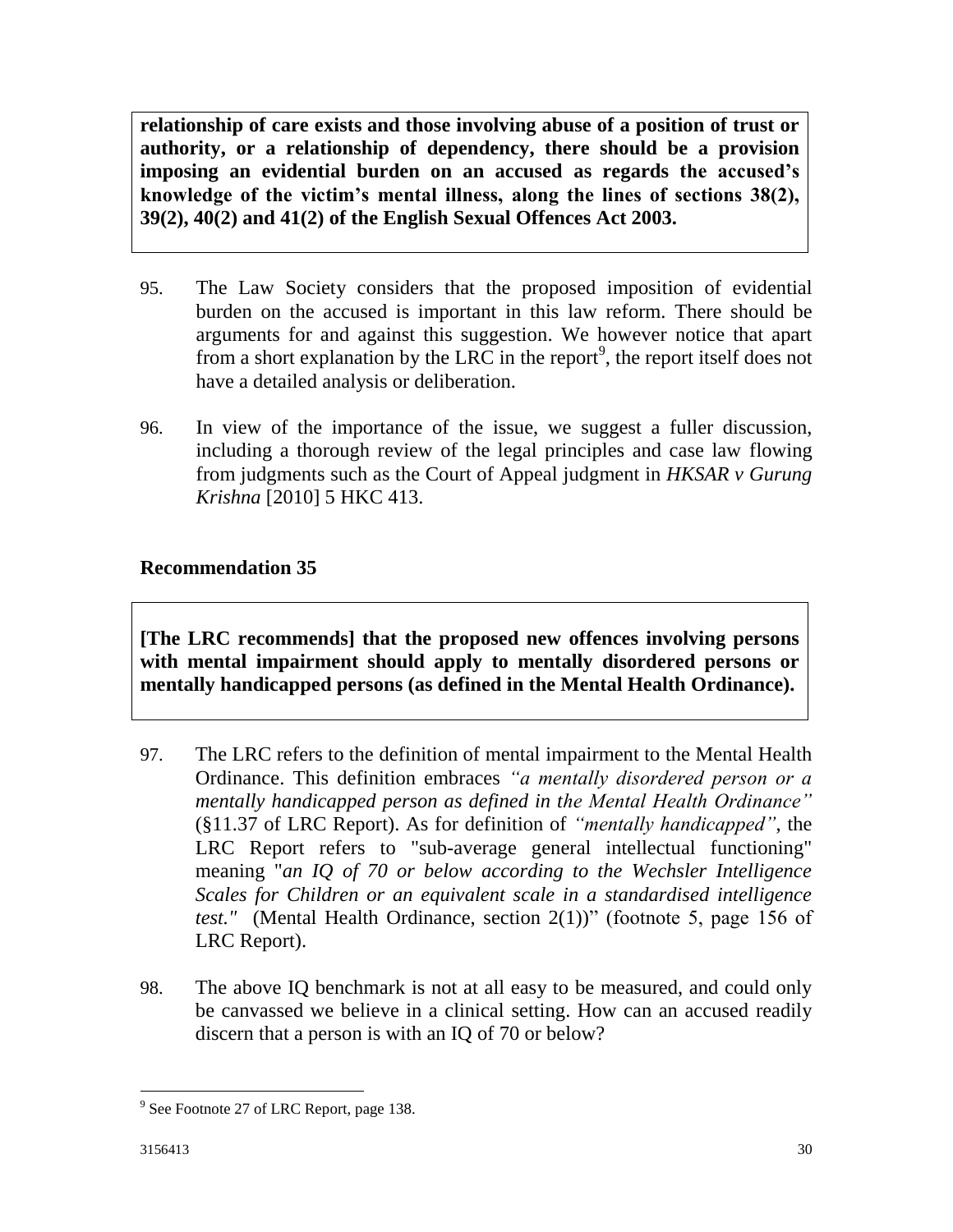**relationship of care exists and those involving abuse of a position of trust or authority, or a relationship of dependency, there should be a provision imposing an evidential burden on an accused as regards the accused's knowledge of the victim's mental illness, along the lines of sections 38(2), 39(2), 40(2) and 41(2) of the English Sexual Offences Act 2003.**

95. The Law Society considers that the proposed imposition of evidential burden on the accused is important in this law reform. There should be arguments for and against this suggestion. We however notice that apart from a short explanation by the LRC in the report[9], the report itself does not have a detailed analysis or deliberation.

96. In view of the importance of the issue, we suggest a fuller discussion, including a thorough review of the legal principles and case law flowing from judgments such as the Court of Appeal judgment in *HKSAR v Gurung Krishna* [2010] 5 HKC 413.

### Recommendation 35

**[The LRC recommends] that the proposed new offences involving persons with mental impairment should apply to mentally disordered persons or mentally handicapped persons (as defined in the Mental Health Ordinance).**

97. The LRC refers to the definition of mental impairment to the Mental Health Ordinance. This definition embraces *"a mentally disordered person or a mentally handicapped person as defined in the Mental Health Ordinance"* (§11.37 of LRC Report). As for definition of *"mentally handicapped"*, the LRC Report refers to "sub-average general intellectual functioning" meaning "*an IQ of 70 or below according to the Wechsler Intelligence Scales for Children or an equivalent scale in a standardised intelligence test."* (Mental Health Ordinance, section 2(1))" (footnote 5, page 156 of LRC Report).

98. The above IQ benchmark is not at all easy to be measured, and could only be canvassed we believe in a clinical setting. How can an accused readily discern that a person is with an IQ of 70 or below?

---

[9] See Footnote 27 of LRC Report, page 138.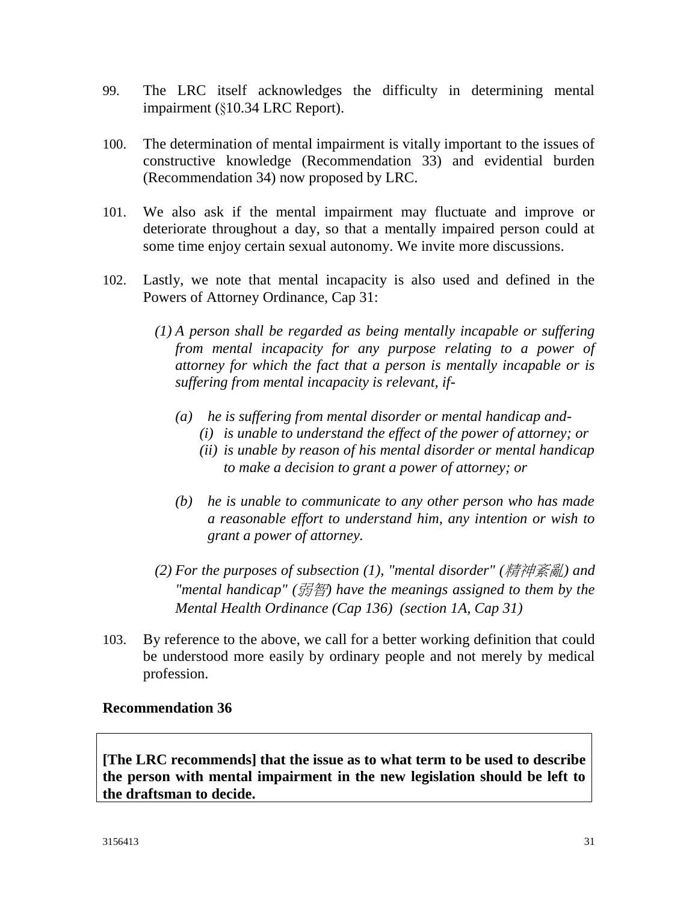99. The LRC itself acknowledges the difficulty in determining mental impairment (§10.34 LRC Report).

100. The determination of mental impairment is vitally important to the issues of constructive knowledge (Recommendation 33) and evidential burden (Recommendation 34) now proposed by LRC.

101. We also ask if the mental impairment may fluctuate and improve or deteriorate throughout a day, so that a mentally impaired person could at some time enjoy certain sexual autonomy. We invite more discussions.

102. Lastly, we note that mental incapacity is also used and defined in the Powers of Attorney Ordinance, Cap 31:

> *(1) A person shall be regarded as being mentally incapable or suffering from mental incapacity for any purpose relating to a power of attorney for which the fact that a person is mentally incapable or is suffering from mental incapacity is relevant, if-*
>
> *(a) he is suffering from mental disorder or mental handicap and-*
> *(i) is unable to understand the effect of the power of attorney; or*
> *(ii) is unable by reason of his mental disorder or mental handicap to make a decision to grant a power of attorney; or*
>
> *(b) he is unable to communicate to any other person who has made a reasonable effort to understand him, any intention or wish to grant a power of attorney.*
>
> *(2) For the purposes of subsection (1), "mental disorder" (精神紊亂) and "mental handicap" (弱智) have the meanings assigned to them by the Mental Health Ordinance (Cap 136) (section 1A, Cap 31)*

103. By reference to the above, we call for a better working definition that could be understood more easily by ordinary people and not merely by medical profession.

**Recommendation 36**

> **[The LRC recommends] that the issue as to what term to be used to describe the person with mental impairment in the new legislation should be left to the draftsman to decide.**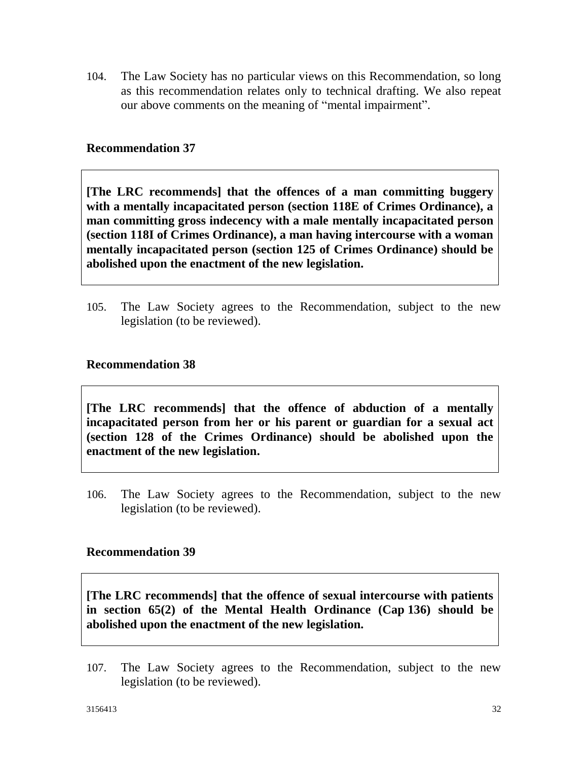104. The Law Society has no particular views on this Recommendation, so long as this recommendation relates only to technical drafting. We also repeat our above comments on the meaning of "mental impairment".

### Recommendation 37

> **[The LRC recommends] that the offences of a man committing buggery with a mentally incapacitated person (section 118E of Crimes Ordinance), a man committing gross indecency with a male mentally incapacitated person (section 118I of Crimes Ordinance), a man having intercourse with a woman mentally incapacitated person (section 125 of Crimes Ordinance) should be abolished upon the enactment of the new legislation.**

105. The Law Society agrees to the Recommendation, subject to the new legislation (to be reviewed).

### Recommendation 38

> **[The LRC recommends] that the offence of abduction of a mentally incapacitated person from her or his parent or guardian for a sexual act (section 128 of the Crimes Ordinance) should be abolished upon the enactment of the new legislation.**

106. The Law Society agrees to the Recommendation, subject to the new legislation (to be reviewed).

### Recommendation 39

> **[The LRC recommends] that the offence of sexual intercourse with patients in section 65(2) of the Mental Health Ordinance (Cap 136) should be abolished upon the enactment of the new legislation.**

107. The Law Society agrees to the Recommendation, subject to the new legislation (to be reviewed).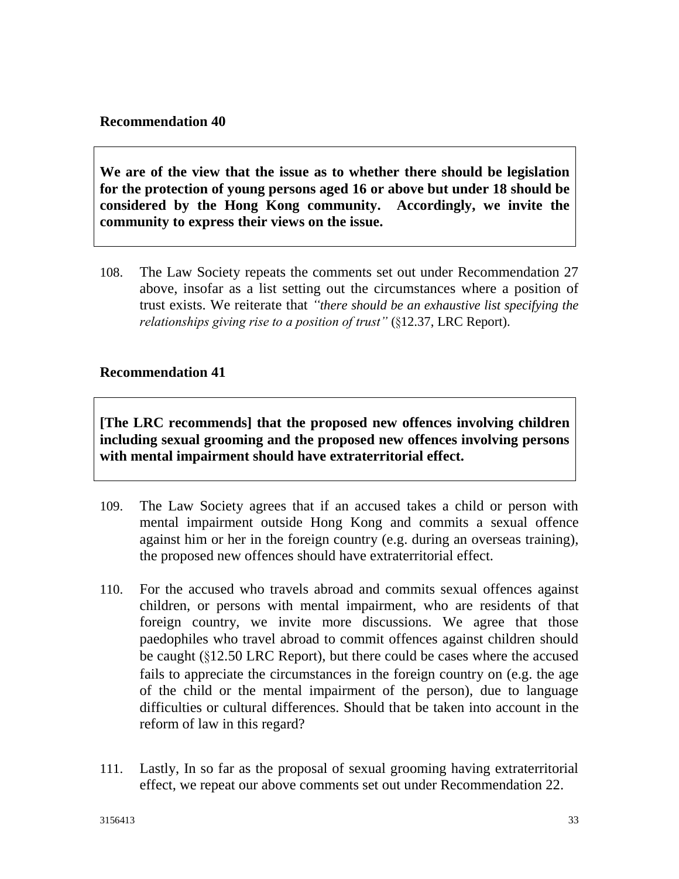**Recommendation 40**

> **We are of the view that the issue as to whether there should be legislation for the protection of young persons aged 16 or above but under 18 should be considered by the Hong Kong community. Accordingly, we invite the community to express their views on the issue.**

108. The Law Society repeats the comments set out under Recommendation 27 above, insofar as a list setting out the circumstances where a position of trust exists. We reiterate that *"there should be an exhaustive list specifying the relationships giving rise to a position of trust"* (§12.37, LRC Report).

**Recommendation 41**

> **[The LRC recommends] that the proposed new offences involving children including sexual grooming and the proposed new offences involving persons with mental impairment should have extraterritorial effect.**

109. The Law Society agrees that if an accused takes a child or person with mental impairment outside Hong Kong and commits a sexual offence against him or her in the foreign country (e.g. during an overseas training), the proposed new offences should have extraterritorial effect.

110. For the accused who travels abroad and commits sexual offences against children, or persons with mental impairment, who are residents of that foreign country, we invite more discussions. We agree that those paedophiles who travel abroad to commit offences against children should be caught (§12.50 LRC Report), but there could be cases where the accused fails to appreciate the circumstances in the foreign country on (e.g. the age of the child or the mental impairment of the person), due to language difficulties or cultural differences. Should that be taken into account in the reform of law in this regard?

111. Lastly, In so far as the proposal of sexual grooming having extraterritorial effect, we repeat our above comments set out under Recommendation 22.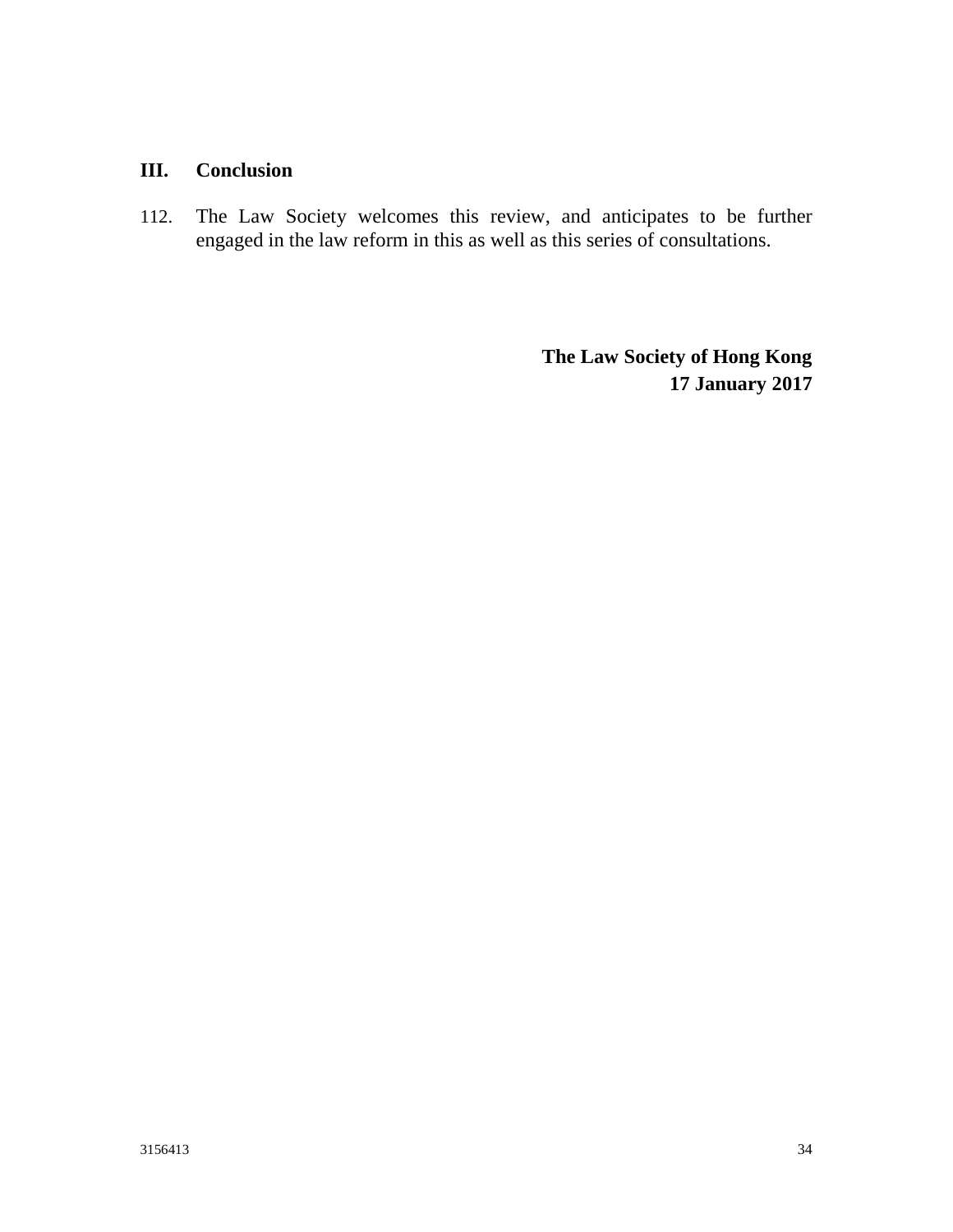## III. Conclusion

112. The Law Society welcomes this review, and anticipates to be further engaged in the law reform in this as well as this series of consultations.

**The Law Society of Hong Kong**
**17 January 2017**

3156413